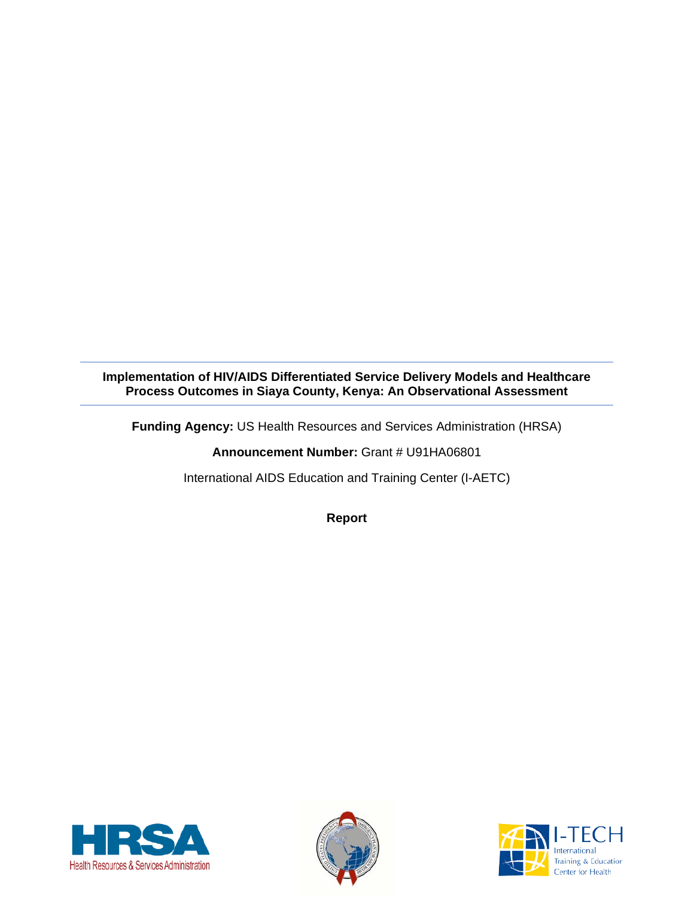**Implementation of HIV/AIDS Differentiated Service Delivery Models and Healthcare Process Outcomes in Siaya County, Kenya: An Observational Assessment**

---

**Funding Agency:** US Health Resources and Services Administration (HRSA)

**Announcement Number:** Grant # U91HA06801

International AIDS Education and Training Center (I-AETC)

**Report**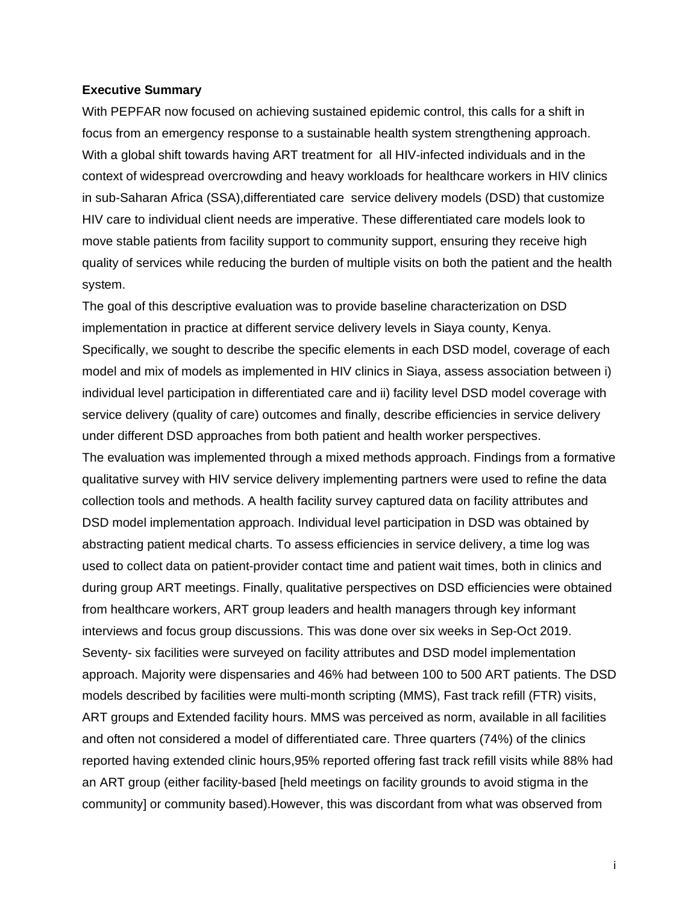**Executive Summary**

With PEPFAR now focused on achieving sustained epidemic control, this calls for a shift in focus from an emergency response to a sustainable health system strengthening approach. With a global shift towards having ART treatment for all HIV-infected individuals and in the context of widespread overcrowding and heavy workloads for healthcare workers in HIV clinics in sub-Saharan Africa (SSA),differentiated care service delivery models (DSD) that customize HIV care to individual client needs are imperative. These differentiated care models look to move stable patients from facility support to community support, ensuring they receive high quality of services while reducing the burden of multiple visits on both the patient and the health system.

The goal of this descriptive evaluation was to provide baseline characterization on DSD implementation in practice at different service delivery levels in Siaya county, Kenya. Specifically, we sought to describe the specific elements in each DSD model, coverage of each model and mix of models as implemented in HIV clinics in Siaya, assess association between i) individual level participation in differentiated care and ii) facility level DSD model coverage with service delivery (quality of care) outcomes and finally, describe efficiencies in service delivery under different DSD approaches from both patient and health worker perspectives.

The evaluation was implemented through a mixed methods approach. Findings from a formative qualitative survey with HIV service delivery implementing partners were used to refine the data collection tools and methods. A health facility survey captured data on facility attributes and DSD model implementation approach. Individual level participation in DSD was obtained by abstracting patient medical charts. To assess efficiencies in service delivery, a time log was used to collect data on patient-provider contact time and patient wait times, both in clinics and during group ART meetings. Finally, qualitative perspectives on DSD efficiencies were obtained from healthcare workers, ART group leaders and health managers through key informant interviews and focus group discussions. This was done over six weeks in Sep-Oct 2019.

Seventy- six facilities were surveyed on facility attributes and DSD model implementation approach. Majority were dispensaries and 46% had between 100 to 500 ART patients. The DSD models described by facilities were multi-month scripting (MMS), Fast track refill (FTR) visits, ART groups and Extended facility hours. MMS was perceived as norm, available in all facilities and often not considered a model of differentiated care. Three quarters (74%) of the clinics reported having extended clinic hours,95% reported offering fast track refill visits while 88% had an ART group (either facility-based [held meetings on facility grounds to avoid stigma in the community] or community based).However, this was discordant from what was observed from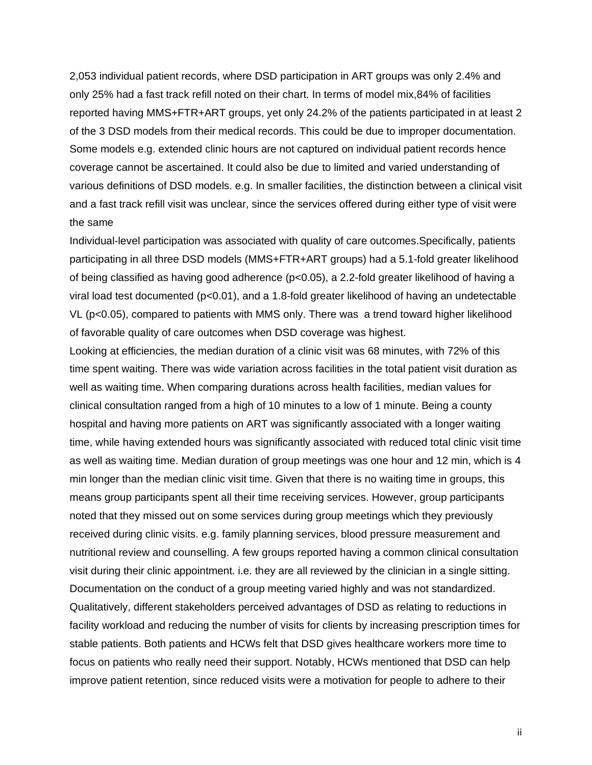2,053 individual patient records, where DSD participation in ART groups was only 2.4% and only 25% had a fast track refill noted on their chart. In terms of model mix,84% of facilities reported having MMS+FTR+ART groups, yet only 24.2% of the patients participated in at least 2 of the 3 DSD models from their medical records. This could be due to improper documentation. Some models e.g. extended clinic hours are not captured on individual patient records hence coverage cannot be ascertained. It could also be due to limited and varied understanding of various definitions of DSD models. e.g. In smaller facilities, the distinction between a clinical visit and a fast track refill visit was unclear, since the services offered during either type of visit were the same

Individual-level participation was associated with quality of care outcomes.Specifically, patients participating in all three DSD models (MMS+FTR+ART groups) had a 5.1-fold greater likelihood of being classified as having good adherence ($p<0.05$), a 2.2-fold greater likelihood of having a viral load test documented ($p<0.01$), and a 1.8-fold greater likelihood of having an undetectable VL ($p<0.05$), compared to patients with MMS only. There was a trend toward higher likelihood of favorable quality of care outcomes when DSD coverage was highest.

Looking at efficiencies, the median duration of a clinic visit was 68 minutes, with 72% of this time spent waiting. There was wide variation across facilities in the total patient visit duration as well as waiting time. When comparing durations across health facilities, median values for clinical consultation ranged from a high of 10 minutes to a low of 1 minute. Being a county hospital and having more patients on ART was significantly associated with a longer waiting time, while having extended hours was significantly associated with reduced total clinic visit time as well as waiting time. Median duration of group meetings was one hour and 12 min, which is 4 min longer than the median clinic visit time. Given that there is no waiting time in groups, this means group participants spent all their time receiving services. However, group participants noted that they missed out on some services during group meetings which they previously received during clinic visits. e.g. family planning services, blood pressure measurement and nutritional review and counselling. A few groups reported having a common clinical consultation visit during their clinic appointment. i.e. they are all reviewed by the clinician in a single sitting. Documentation on the conduct of a group meeting varied highly and was not standardized. Qualitatively, different stakeholders perceived advantages of DSD as relating to reductions in facility workload and reducing the number of visits for clients by increasing prescription times for stable patients. Both patients and HCWs felt that DSD gives healthcare workers more time to focus on patients who really need their support. Notably, HCWs mentioned that DSD can help improve patient retention, since reduced visits were a motivation for people to adhere to their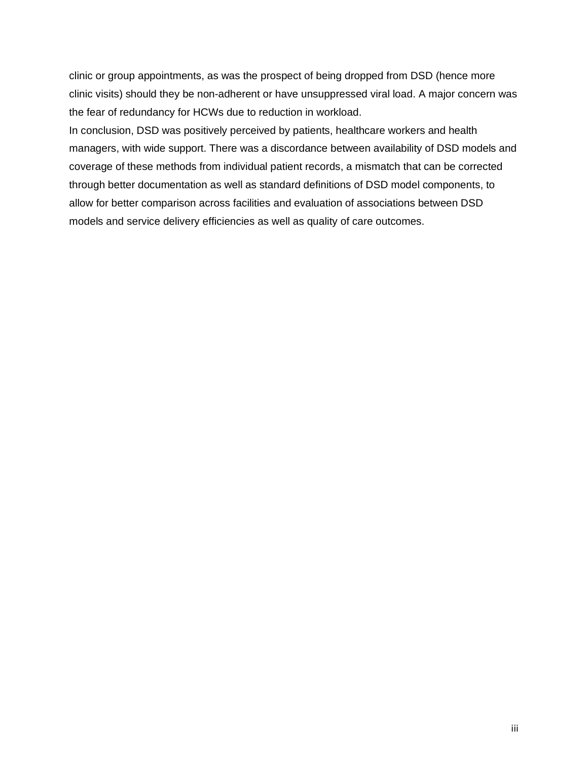clinic or group appointments, as was the prospect of being dropped from DSD (hence more clinic visits) should they be non-adherent or have unsuppressed viral load. A major concern was the fear of redundancy for HCWs due to reduction in workload.

In conclusion, DSD was positively perceived by patients, healthcare workers and health managers, with wide support. There was a discordance between availability of DSD models and coverage of these methods from individual patient records, a mismatch that can be corrected through better documentation as well as standard definitions of DSD model components, to allow for better comparison across facilities and evaluation of associations between DSD models and service delivery efficiencies as well as quality of care outcomes.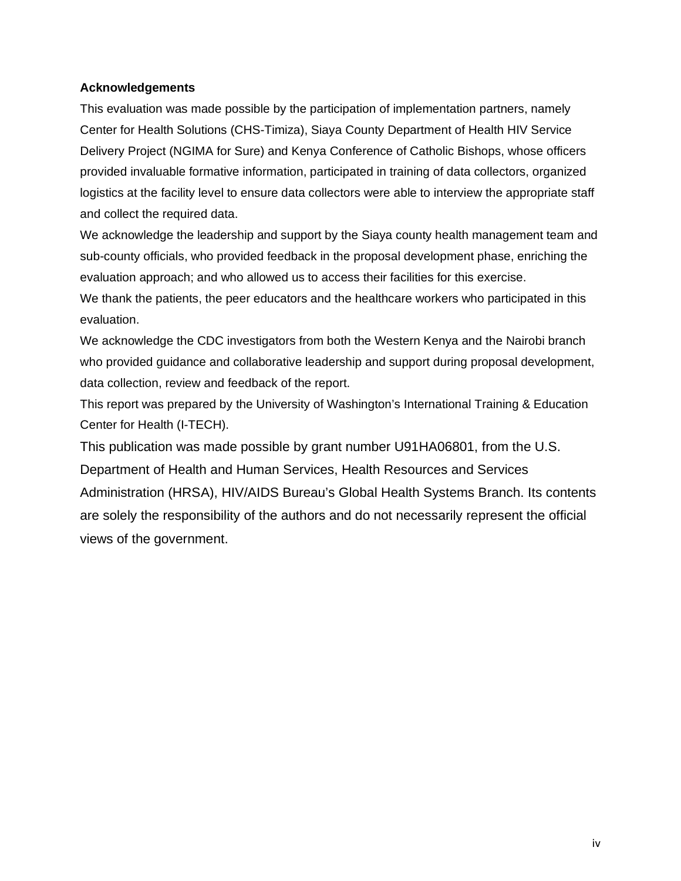**Acknowledgements**

This evaluation was made possible by the participation of implementation partners, namely Center for Health Solutions (CHS-Timiza), Siaya County Department of Health HIV Service Delivery Project (NGIMA for Sure) and Kenya Conference of Catholic Bishops, whose officers provided invaluable formative information, participated in training of data collectors, organized logistics at the facility level to ensure data collectors were able to interview the appropriate staff and collect the required data.

We acknowledge the leadership and support by the Siaya county health management team and sub-county officials, who provided feedback in the proposal development phase, enriching the evaluation approach; and who allowed us to access their facilities for this exercise.

We thank the patients, the peer educators and the healthcare workers who participated in this evaluation.

We acknowledge the CDC investigators from both the Western Kenya and the Nairobi branch who provided guidance and collaborative leadership and support during proposal development, data collection, review and feedback of the report.

This report was prepared by the University of Washington's International Training & Education Center for Health (I-TECH).

This publication was made possible by grant number U91HA06801, from the U.S. Department of Health and Human Services, Health Resources and Services Administration (HRSA), HIV/AIDS Bureau's Global Health Systems Branch. Its contents are solely the responsibility of the authors and do not necessarily represent the official views of the government.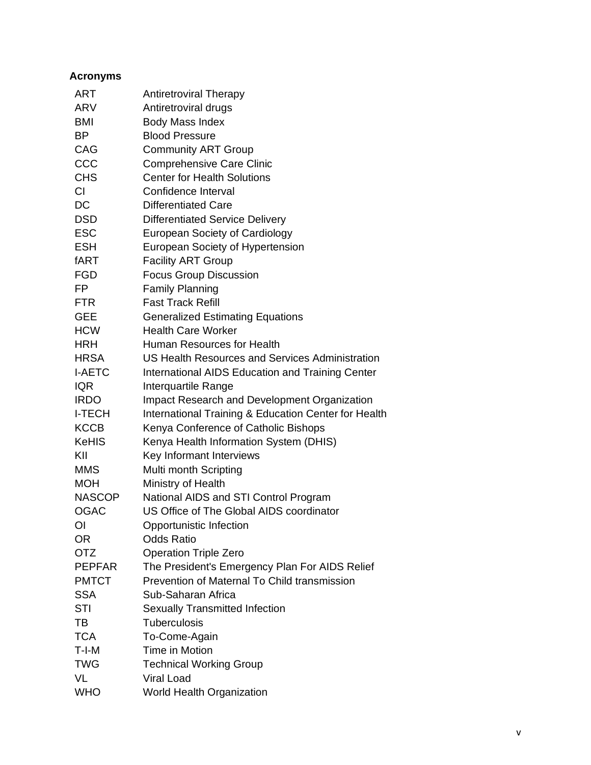## Acronyms

| | |
|---|---|
| ART | Antiretroviral Therapy |
| ARV | Antiretroviral drugs |
| BMI | Body Mass Index |
| BP | Blood Pressure |
| CAG | Community ART Group |
| CCC | Comprehensive Care Clinic |
| CHS | Center for Health Solutions |
| CI | Confidence Interval |
| DC | Differentiated Care |
| DSD | Differentiated Service Delivery |
| ESC | European Society of Cardiology |
| ESH | European Society of Hypertension |
| fART | Facility ART Group |
| FGD | Focus Group Discussion |
| FP | Family Planning |
| FTR | Fast Track Refill |
| GEE | Generalized Estimating Equations |
| HCW | Health Care Worker |
| HRH | Human Resources for Health |
| HRSA | US Health Resources and Services Administration |
| I-AETC | International AIDS Education and Training Center |
| IQR | Interquartile Range |
| IRDO | Impact Research and Development Organization |
| I-TECH | International Training & Education Center for Health |
| KCCB | Kenya Conference of Catholic Bishops |
| KeHIS | Kenya Health Information System (DHIS) |
| KII | Key Informant Interviews |
| MMS | Multi month Scripting |
| MOH | Ministry of Health |
| NASCOP | National AIDS and STI Control Program |
| OGAC | US Office of The Global AIDS coordinator |
| OI | Opportunistic Infection |
| OR | Odds Ratio |
| OTZ | Operation Triple Zero |
| PEPFAR | The President's Emergency Plan For AIDS Relief |
| PMTCT | Prevention of Maternal To Child transmission |
| SSA | Sub-Saharan Africa |
| STI | Sexually Transmitted Infection |
| TB | Tuberculosis |
| TCA | To-Come-Again |
| T-I-M | Time in Motion |
| TWG | Technical Working Group |
| VL | Viral Load |
| WHO | World Health Organization |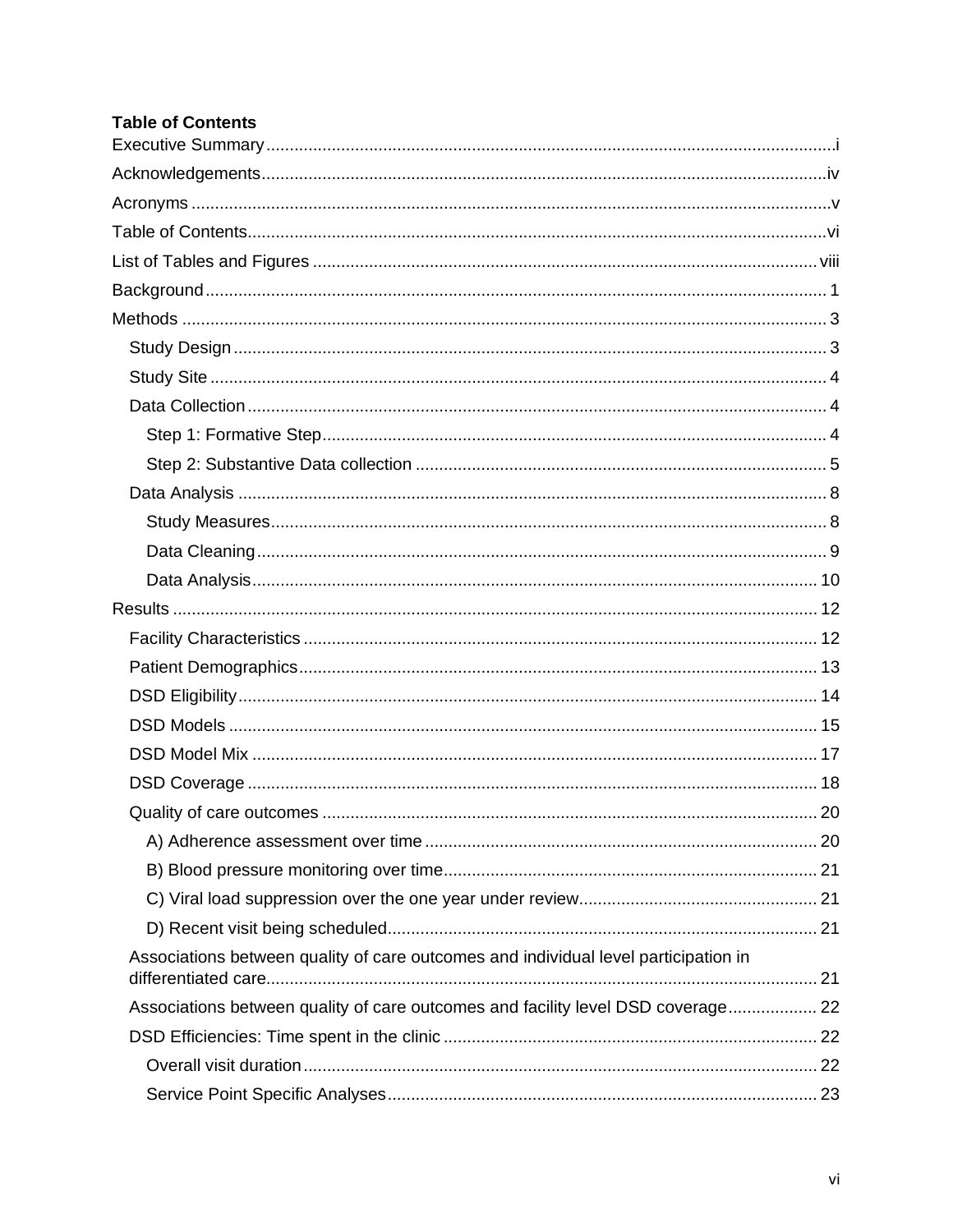**Table of Contents**

Executive Summary .......... i
Acknowledgements .......... iv
Acronyms .......... v
Table of Contents .......... vi
List of Tables and Figures .......... viii
Background .......... 1
Methods .......... 3
- Study Design .......... 3
- Study Site .......... 4
- Data Collection .......... 4
  - Step 1: Formative Step .......... 4
  - Step 2: Substantive Data collection .......... 5
- Data Analysis .......... 8
  - Study Measures .......... 8
  - Data Cleaning .......... 9
  - Data Analysis .......... 10

Results .......... 12
- Facility Characteristics .......... 12
- Patient Demographics .......... 13
- DSD Eligibility .......... 14
- DSD Models .......... 15
- DSD Model Mix .......... 17
- DSD Coverage .......... 18
- Quality of care outcomes .......... 20
  - A) Adherence assessment over time .......... 20
  - B) Blood pressure monitoring over time .......... 21
  - C) Viral load suppression over the one year under review .......... 21
  - D) Recent visit being scheduled .......... 21
- Associations between quality of care outcomes and individual level participation in differentiated care .......... 21
- Associations between quality of care outcomes and facility level DSD coverage .......... 22
- DSD Efficiencies: Time spent in the clinic .......... 22
  - Overall visit duration .......... 22
  - Service Point Specific Analyses .......... 23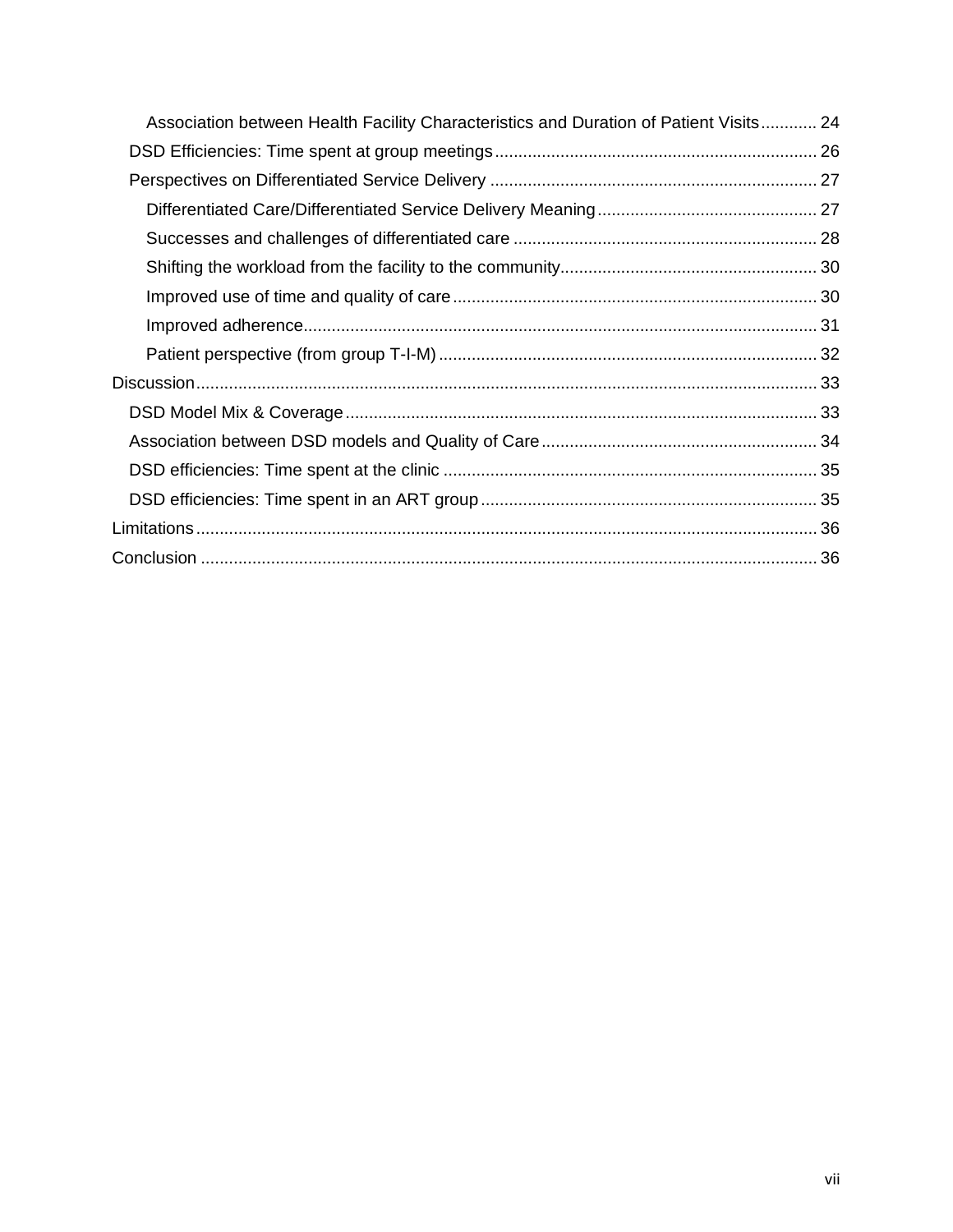- Association between Health Facility Characteristics and Duration of Patient Visits ............ 24
- DSD Efficiencies: Time spent at group meetings ..................................................................... 26
- Perspectives on Differentiated Service Delivery ...................................................................... 27
  - Differentiated Care/Differentiated Service Delivery Meaning ............................................... 27
  - Successes and challenges of differentiated care ................................................................. 28
  - Shifting the workload from the facility to the community....................................................... 30
  - Improved use of time and quality of care ............................................................................. 30
  - Improved adherence............................................................................................................. 31
  - Patient perspective (from group T-I-M) ................................................................................. 32

Discussion ..................................................................................................................................... 33

- DSD Model Mix & Coverage ..................................................................................................... 33
- Association between DSD models and Quality of Care ........................................................... 34
- DSD efficiencies: Time spent at the clinic ................................................................................ 35
- DSD efficiencies: Time spent in an ART group ........................................................................ 35

Limitations ..................................................................................................................................... 36

Conclusion .................................................................................................................................... 36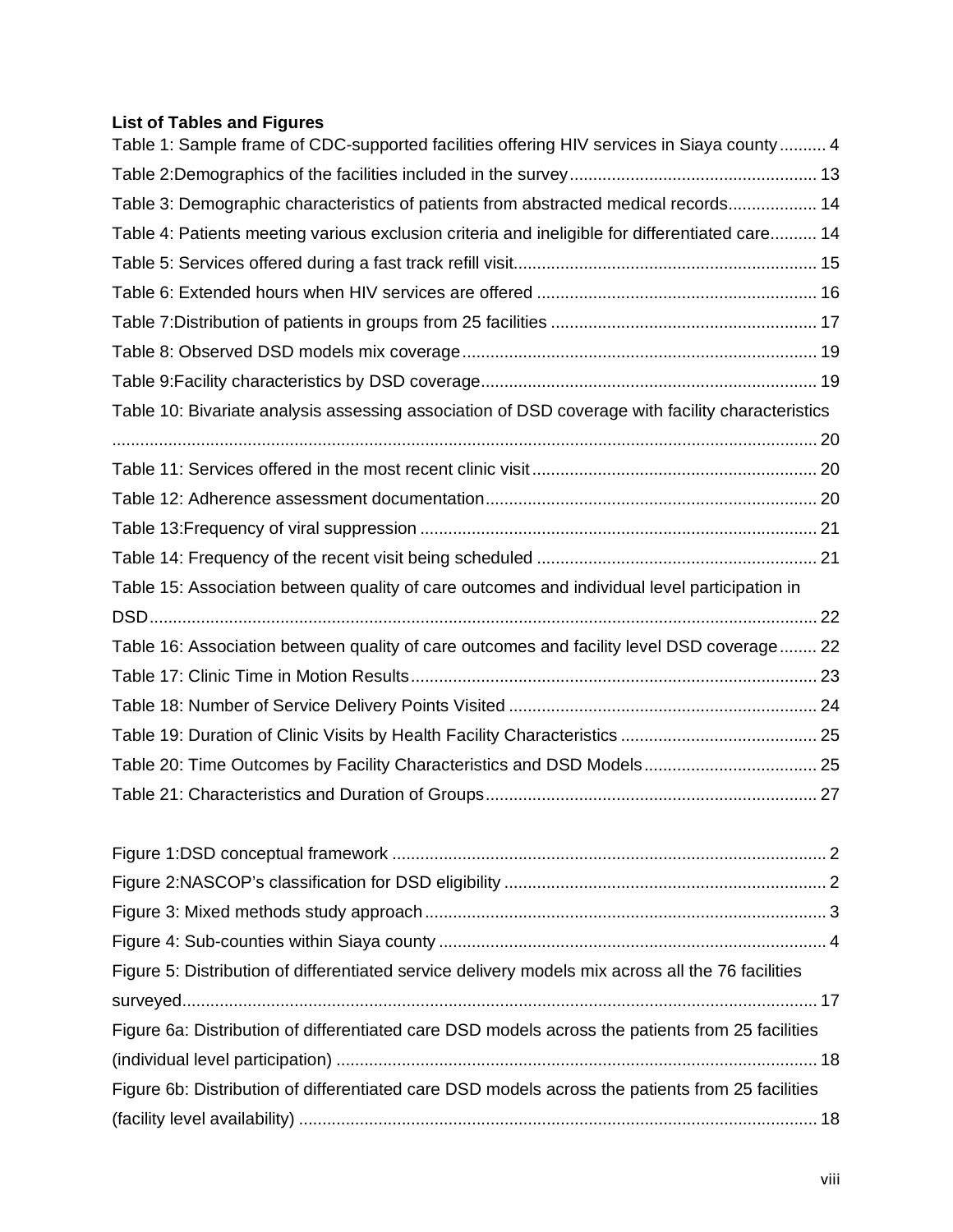**List of Tables and Figures**

Table 1: Sample frame of CDC-supported facilities offering HIV services in Siaya county .......... 4

Table 2:Demographics of the facilities included in the survey .................................................... 13

Table 3: Demographic characteristics of patients from abstracted medical records.................. 14

Table 4: Patients meeting various exclusion criteria and ineligible for differentiated care.......... 14

Table 5: Services offered during a fast track refill visit................................................................ 15

Table 6: Extended hours when HIV services are offered ........................................................... 16

Table 7:Distribution of patients in groups from 25 facilities ........................................................ 17

Table 8: Observed DSD models mix coverage ........................................................................... 19

Table 9:Facility characteristics by DSD coverage....................................................................... 19

Table 10: Bivariate analysis assessing association of DSD coverage with facility characteristics ...................................................................................................................................................... 20

Table 11: Services offered in the most recent clinic visit ............................................................ 20

Table 12: Adherence assessment documentation ...................................................................... 20

Table 13:Frequency of viral suppression .................................................................................... 21

Table 14: Frequency of the recent visit being scheduled ........................................................... 21

Table 15: Association between quality of care outcomes and individual level participation in DSD ............................................................................................................................................. 22

Table 16: Association between quality of care outcomes and facility level DSD coverage ........ 22

Table 17: Clinic Time in Motion Results ...................................................................................... 23

Table 18: Number of Service Delivery Points Visited ................................................................. 24

Table 19: Duration of Clinic Visits by Health Facility Characteristics .......................................... 25

Table 20: Time Outcomes by Facility Characteristics and DSD Models ..................................... 25

Table 21: Characteristics and Duration of Groups ...................................................................... 27

Figure 1:DSD conceptual framework ............................................................................................ 2

Figure 2:NASCOP's classification for DSD eligibility .................................................................... 2

Figure 3: Mixed methods study approach ..................................................................................... 3

Figure 4: Sub-counties within Siaya county .................................................................................. 4

Figure 5: Distribution of differentiated service delivery models mix across all the 76 facilities surveyed ....................................................................................................................................... 17

Figure 6a: Distribution of differentiated care DSD models across the patients from 25 facilities (individual level participation) ...................................................................................................... 18

Figure 6b: Distribution of differentiated care DSD models across the patients from 25 facilities (facility level availability) .............................................................................................................. 18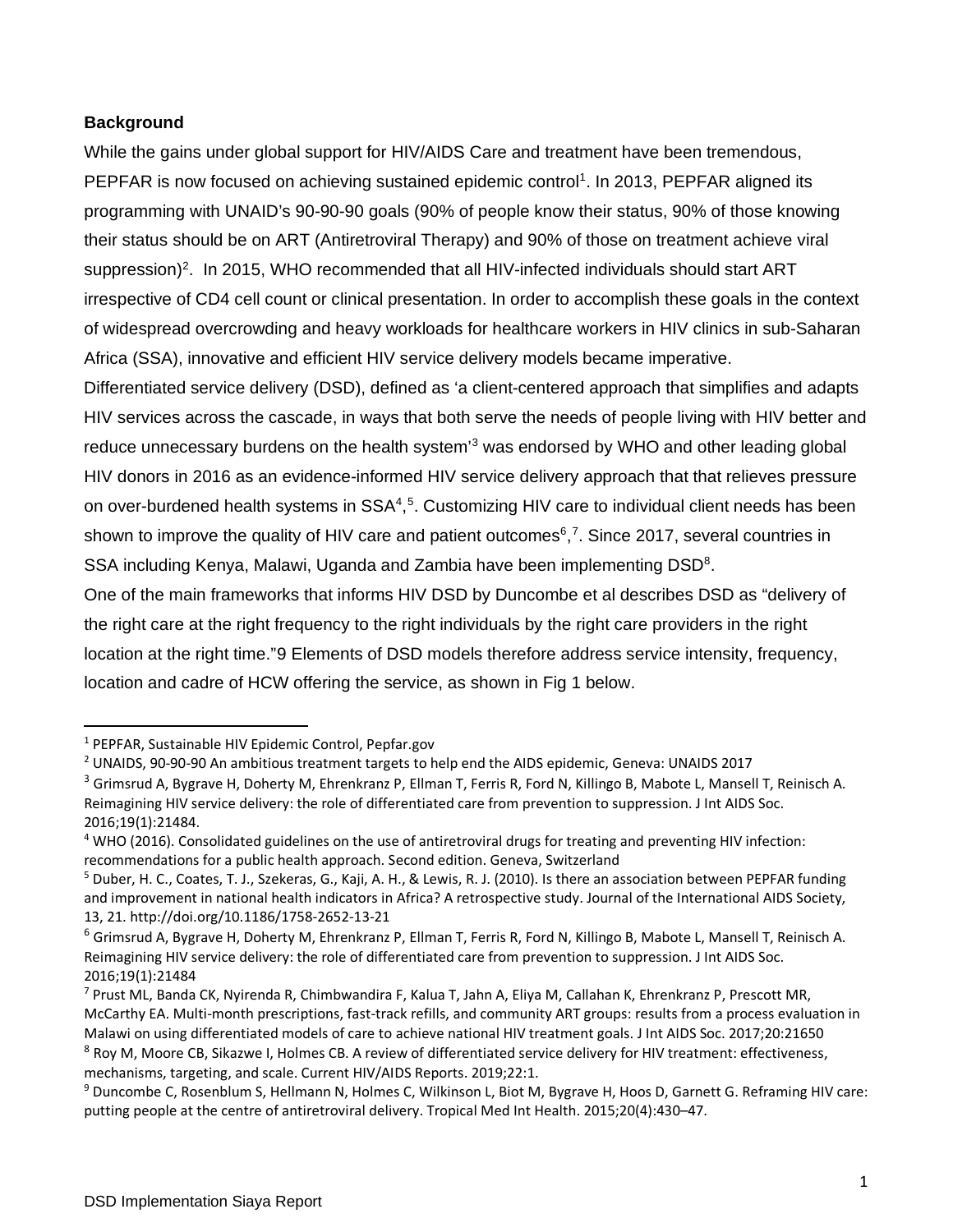### Background

While the gains under global support for HIV/AIDS Care and treatment have been tremendous, PEPFAR is now focused on achieving sustained epidemic control[1]. In 2013, PEPFAR aligned its programming with UNAID's 90-90-90 goals (90% of people know their status, 90% of those knowing their status should be on ART (Antiretroviral Therapy) and 90% of those on treatment achieve viral suppression)[2]. In 2015, WHO recommended that all HIV-infected individuals should start ART irrespective of CD4 cell count or clinical presentation. In order to accomplish these goals in the context of widespread overcrowding and heavy workloads for healthcare workers in HIV clinics in sub-Saharan Africa (SSA), innovative and efficient HIV service delivery models became imperative.

Differentiated service delivery (DSD), defined as 'a client-centered approach that simplifies and adapts HIV services across the cascade, in ways that both serve the needs of people living with HIV better and reduce unnecessary burdens on the health system'[3] was endorsed by WHO and other leading global HIV donors in 2016 as an evidence-informed HIV service delivery approach that that relieves pressure on over-burdened health systems in SSA[4],[5]. Customizing HIV care to individual client needs has been shown to improve the quality of HIV care and patient outcomes[6],[7]. Since 2017, several countries in SSA including Kenya, Malawi, Uganda and Zambia have been implementing DSD[8].

One of the main frameworks that informs HIV DSD by Duncombe et al describes DSD as "delivery of the right care at the right frequency to the right individuals by the right care providers in the right location at the right time."9 Elements of DSD models therefore address service intensity, frequency, location and cadre of HCW offering the service, as shown in Fig 1 below.

---

[1] PEPFAR, Sustainable HIV Epidemic Control, Pepfar.gov

[2] UNAIDS, 90-90-90 An ambitious treatment targets to help end the AIDS epidemic, Geneva: UNAIDS 2017

[3] Grimsrud A, Bygrave H, Doherty M, Ehrenkranz P, Ellman T, Ferris R, Ford N, Killingo B, Mabote L, Mansell T, Reinisch A. Reimagining HIV service delivery: the role of differentiated care from prevention to suppression. J Int AIDS Soc. 2016;19(1):21484.

[4] WHO (2016). Consolidated guidelines on the use of antiretroviral drugs for treating and preventing HIV infection: recommendations for a public health approach. Second edition. Geneva, Switzerland

[5] Duber, H. C., Coates, T. J., Szekeras, G., Kaji, A. H., & Lewis, R. J. (2010). Is there an association between PEPFAR funding and improvement in national health indicators in Africa? A retrospective study. Journal of the International AIDS Society, 13, 21. http://doi.org/10.1186/1758-2652-13-21

[6] Grimsrud A, Bygrave H, Doherty M, Ehrenkranz P, Ellman T, Ferris R, Ford N, Killingo B, Mabote L, Mansell T, Reinisch A. Reimagining HIV service delivery: the role of differentiated care from prevention to suppression. J Int AIDS Soc. 2016;19(1):21484

[7] Prust ML, Banda CK, Nyirenda R, Chimbwandira F, Kalua T, Jahn A, Eliya M, Callahan K, Ehrenkranz P, Prescott MR, McCarthy EA. Multi-month prescriptions, fast-track refills, and community ART groups: results from a process evaluation in Malawi on using differentiated models of care to achieve national HIV treatment goals. J Int AIDS Soc. 2017;20:21650

[8] Roy M, Moore CB, Sikazwe I, Holmes CB. A review of differentiated service delivery for HIV treatment: effectiveness, mechanisms, targeting, and scale. Current HIV/AIDS Reports. 2019;22:1.

[9] Duncombe C, Rosenblum S, Hellmann N, Holmes C, Wilkinson L, Biot M, Bygrave H, Hoos D, Garnett G. Reframing HIV care: putting people at the centre of antiretroviral delivery. Tropical Med Int Health. 2015;20(4):430–47.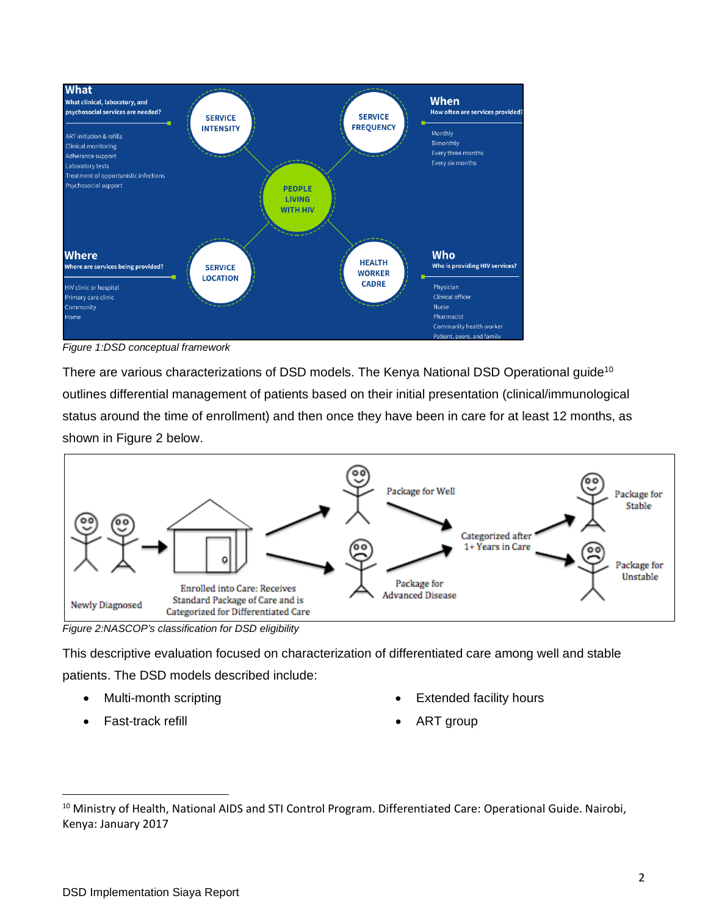**What**
What clinical, laboratory, and psychosocial services are needed?

- ART initiation & refills
- Clinical monitoring
- Adherence support
- Laboratory tests
- Treatment of opportunistic infections
- Psychosocial support

**When**
How often are services provided?

- Monthly
- Bimonthly
- Every three months
- Every six months

**Where**
Where are services being provided?

- HIV clinic or hospital
- Primary care clinic
- Community
- Home

**Who**
Who is providing HIV services?

- Physician
- Clinical officer
- Nurse
- Pharmacist
- Community health worker
- Patient, peers, and family

SERVICE INTENSITY — SERVICE FREQUENCY — PEOPLE LIVING WITH HIV — SERVICE LOCATION — HEALTH WORKER CADRE

*Figure 1:DSD conceptual framework*

There are various characterizations of DSD models. The Kenya National DSD Operational guide[10] outlines differential management of patients based on their initial presentation (clinical/immunological status around the time of enrollment) and then once they have been in care for at least 12 months, as shown in Figure 2 below.

Newly Diagnosed → Enrolled into Care: Receives Standard Package of Care and is Categorized for Differentiated Care → Package for Well / Package for Advanced Disease → Categorized after 1+ Years in Care → Package for Stable / Package for Unstable

*Figure 2:NASCOP's classification for DSD eligibility*

This descriptive evaluation focused on characterization of differentiated care among well and stable patients. The DSD models described include:

- Multi-month scripting
- Fast-track refill
- Extended facility hours
- ART group

[10] Ministry of Health, National AIDS and STI Control Program. Differentiated Care: Operational Guide. Nairobi, Kenya: January 2017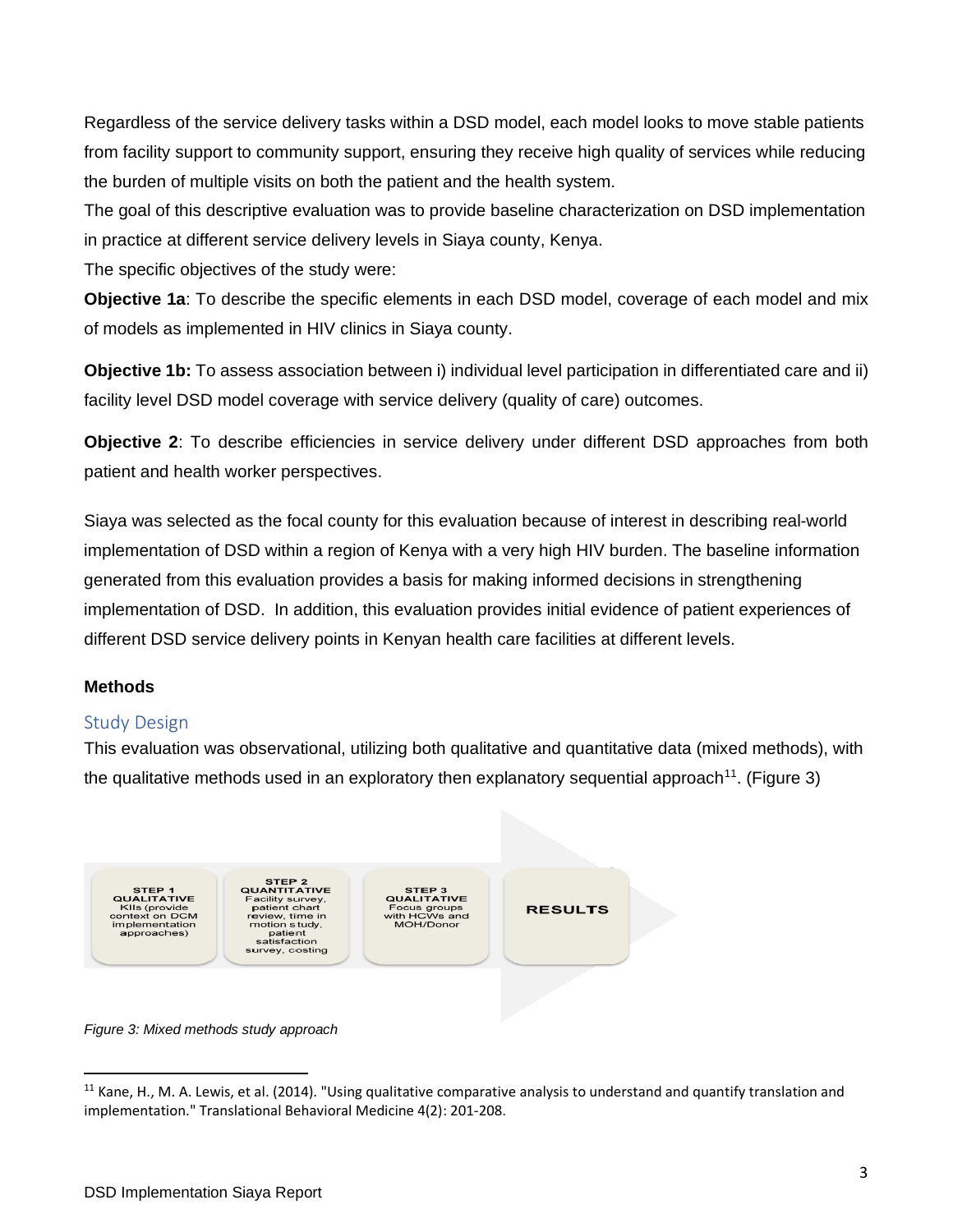Regardless of the service delivery tasks within a DSD model, each model looks to move stable patients from facility support to community support, ensuring they receive high quality of services while reducing the burden of multiple visits on both the patient and the health system.

The goal of this descriptive evaluation was to provide baseline characterization on DSD implementation in practice at different service delivery levels in Siaya county, Kenya.

The specific objectives of the study were:

**Objective 1a**: To describe the specific elements in each DSD model, coverage of each model and mix of models as implemented in HIV clinics in Siaya county.

**Objective 1b:** To assess association between i) individual level participation in differentiated care and ii) facility level DSD model coverage with service delivery (quality of care) outcomes.

**Objective 2**: To describe efficiencies in service delivery under different DSD approaches from both patient and health worker perspectives.

Siaya was selected as the focal county for this evaluation because of interest in describing real-world implementation of DSD within a region of Kenya with a very high HIV burden. The baseline information generated from this evaluation provides a basis for making informed decisions in strengthening implementation of DSD. In addition, this evaluation provides initial evidence of patient experiences of different DSD service delivery points in Kenyan health care facilities at different levels.

**Methods**

## Study Design

This evaluation was observational, utilizing both qualitative and quantitative data (mixed methods), with the qualitative methods used in an exploratory then explanatory sequential approach[11]. (Figure 3)

**STEP 1 QUALITATIVE** KIIs (provide context on DCM implementation approaches) → **STEP 2 QUANTITATIVE** Facility survey, patient chart review, time in motion study, patient satisfaction survey, costing → **STEP 3 QUALITATIVE** Focus groups with HCWs and MOH/Donor → **RESULTS**

*Figure 3: Mixed methods study approach*

[11] Kane, H., M. A. Lewis, et al. (2014). "Using qualitative comparative analysis to understand and quantify translation and implementation." Translational Behavioral Medicine 4(2): 201-208.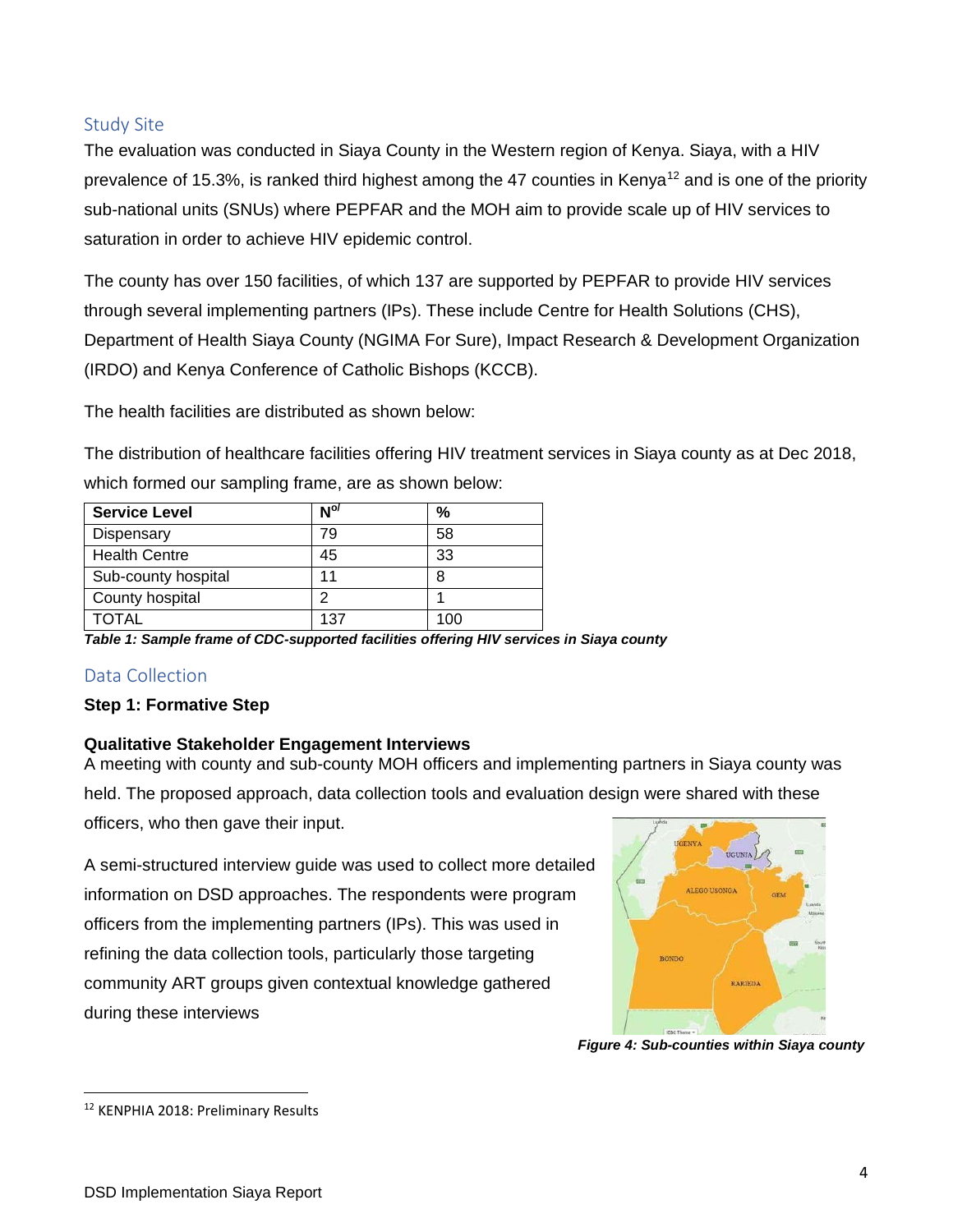## Study Site

The evaluation was conducted in Siaya County in the Western region of Kenya. Siaya, with a HIV prevalence of 15.3%, is ranked third highest among the 47 counties in Kenya[12] and is one of the priority sub-national units (SNUs) where PEPFAR and the MOH aim to provide scale up of HIV services to saturation in order to achieve HIV epidemic control.

The county has over 150 facilities, of which 137 are supported by PEPFAR to provide HIV services through several implementing partners (IPs). These include Centre for Health Solutions (CHS), Department of Health Siaya County (NGIMA For Sure), Impact Research & Development Organization (IRDO) and Kenya Conference of Catholic Bishops (KCCB).

The health facilities are distributed as shown below:

The distribution of healthcare facilities offering HIV treatment services in Siaya county as at Dec 2018, which formed our sampling frame, are as shown below:

| Service Level | N<sup>o/</sup> | % |
|---|---|---|
| Dispensary | 79 | 58 |
| Health Centre | 45 | 33 |
| Sub-county hospital | 11 | 8 |
| County hospital | 2 | 1 |
| TOTAL | 137 | 100 |

***Table 1: Sample frame of CDC-supported facilities offering HIV services in Siaya county***

## Data Collection

**Step 1: Formative Step**

**Qualitative Stakeholder Engagement Interviews**

A meeting with county and sub-county MOH officers and implementing partners in Siaya county was held. The proposed approach, data collection tools and evaluation design were shared with these officers, who then gave their input.

A semi-structured interview guide was used to collect more detailed information on DSD approaches. The respondents were program officers from the implementing partners (IPs). This was used in refining the data collection tools, particularly those targeting community ART groups given contextual knowledge gathered during these interviews

***Figure 4: Sub-counties within Siaya county***

[12] KENPHIA 2018: Preliminary Results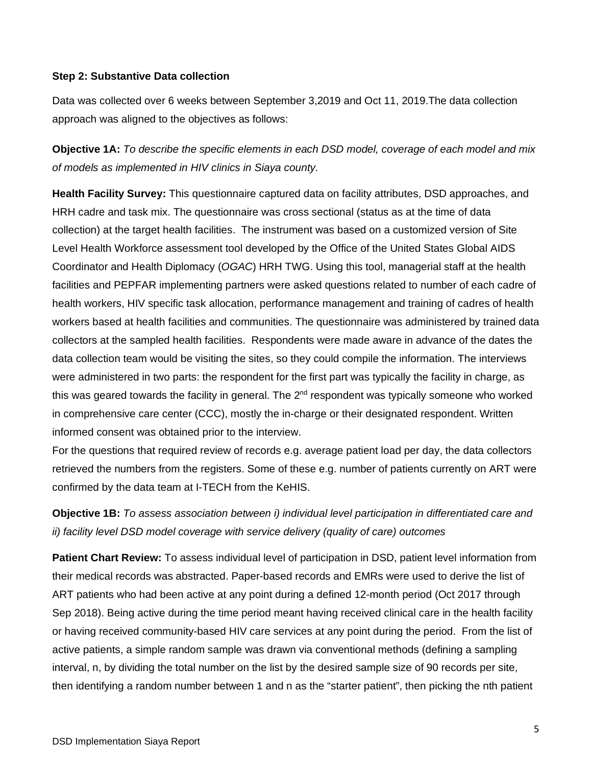**Step 2: Substantive Data collection**

Data was collected over 6 weeks between September 3,2019 and Oct 11, 2019.The data collection approach was aligned to the objectives as follows:

**Objective 1A:** *To describe the specific elements in each DSD model, coverage of each model and mix of models as implemented in HIV clinics in Siaya county.*

**Health Facility Survey:** This questionnaire captured data on facility attributes, DSD approaches, and HRH cadre and task mix. The questionnaire was cross sectional (status as at the time of data collection) at the target health facilities. The instrument was based on a customized version of Site Level Health Workforce assessment tool developed by the Office of the United States Global AIDS Coordinator and Health Diplomacy (*OGAC*) HRH TWG. Using this tool, managerial staff at the health facilities and PEPFAR implementing partners were asked questions related to number of each cadre of health workers, HIV specific task allocation, performance management and training of cadres of health workers based at health facilities and communities. The questionnaire was administered by trained data collectors at the sampled health facilities. Respondents were made aware in advance of the dates the data collection team would be visiting the sites, so they could compile the information. The interviews were administered in two parts: the respondent for the first part was typically the facility in charge, as this was geared towards the facility in general. The 2nd respondent was typically someone who worked in comprehensive care center (CCC), mostly the in-charge or their designated respondent. Written informed consent was obtained prior to the interview.

For the questions that required review of records e.g. average patient load per day, the data collectors retrieved the numbers from the registers. Some of these e.g. number of patients currently on ART were confirmed by the data team at I-TECH from the KeHIS.

**Objective 1B:** *To assess association between i) individual level participation in differentiated care and ii) facility level DSD model coverage with service delivery (quality of care) outcomes*

**Patient Chart Review:** To assess individual level of participation in DSD, patient level information from their medical records was abstracted. Paper-based records and EMRs were used to derive the list of ART patients who had been active at any point during a defined 12-month period (Oct 2017 through Sep 2018). Being active during the time period meant having received clinical care in the health facility or having received community-based HIV care services at any point during the period. From the list of active patients, a simple random sample was drawn via conventional methods (defining a sampling interval, n, by dividing the total number on the list by the desired sample size of 90 records per site, then identifying a random number between 1 and n as the "starter patient", then picking the nth patient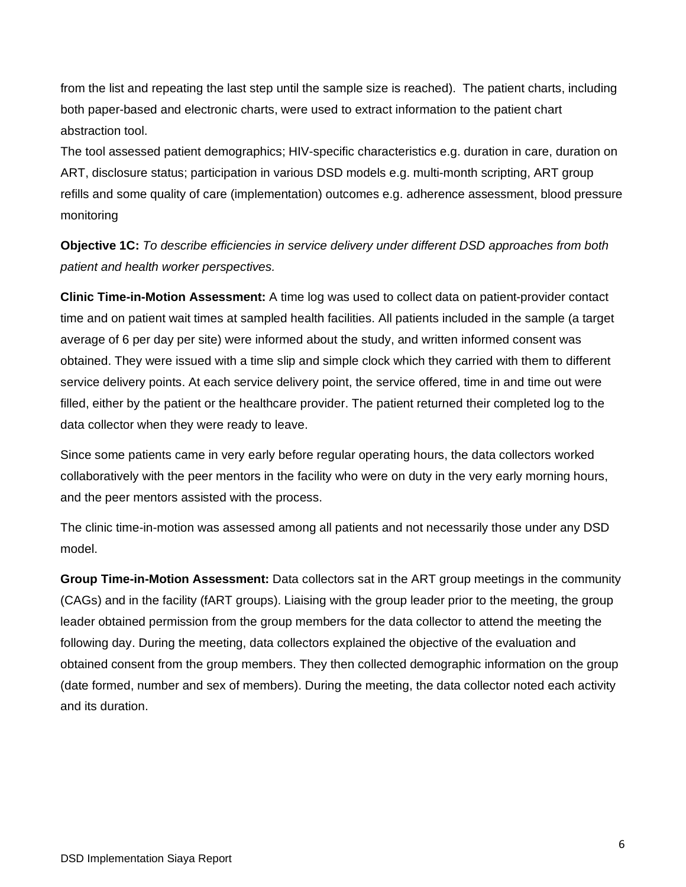from the list and repeating the last step until the sample size is reached). The patient charts, including both paper-based and electronic charts, were used to extract information to the patient chart abstraction tool.

The tool assessed patient demographics; HIV-specific characteristics e.g. duration in care, duration on ART, disclosure status; participation in various DSD models e.g. multi-month scripting, ART group refills and some quality of care (implementation) outcomes e.g. adherence assessment, blood pressure monitoring

**Objective 1C:** *To describe efficiencies in service delivery under different DSD approaches from both patient and health worker perspectives.*

**Clinic Time-in-Motion Assessment:** A time log was used to collect data on patient-provider contact time and on patient wait times at sampled health facilities. All patients included in the sample (a target average of 6 per day per site) were informed about the study, and written informed consent was obtained. They were issued with a time slip and simple clock which they carried with them to different service delivery points. At each service delivery point, the service offered, time in and time out were filled, either by the patient or the healthcare provider. The patient returned their completed log to the data collector when they were ready to leave.

Since some patients came in very early before regular operating hours, the data collectors worked collaboratively with the peer mentors in the facility who were on duty in the very early morning hours, and the peer mentors assisted with the process.

The clinic time-in-motion was assessed among all patients and not necessarily those under any DSD model.

**Group Time-in-Motion Assessment:** Data collectors sat in the ART group meetings in the community (CAGs) and in the facility (fART groups). Liaising with the group leader prior to the meeting, the group leader obtained permission from the group members for the data collector to attend the meeting the following day. During the meeting, data collectors explained the objective of the evaluation and obtained consent from the group members. They then collected demographic information on the group (date formed, number and sex of members). During the meeting, the data collector noted each activity and its duration.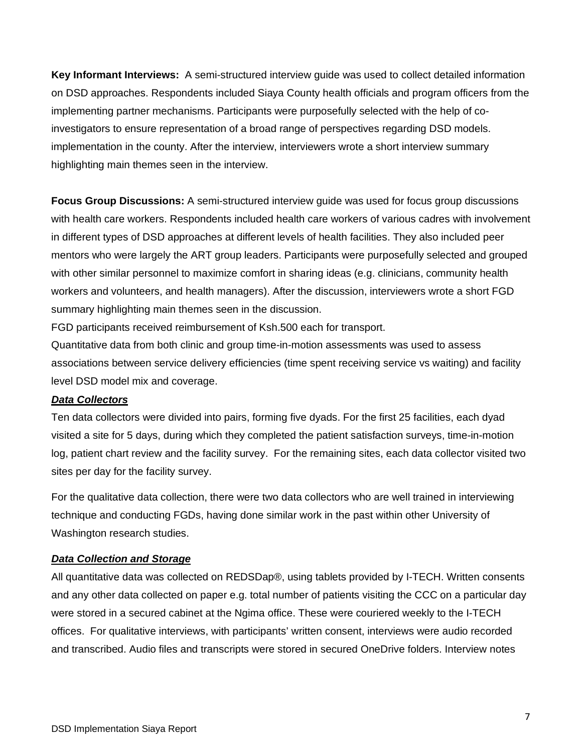**Key Informant Interviews:** A semi-structured interview guide was used to collect detailed information on DSD approaches. Respondents included Siaya County health officials and program officers from the implementing partner mechanisms. Participants were purposefully selected with the help of co-investigators to ensure representation of a broad range of perspectives regarding DSD models. implementation in the county. After the interview, interviewers wrote a short interview summary highlighting main themes seen in the interview.

**Focus Group Discussions:** A semi-structured interview guide was used for focus group discussions with health care workers. Respondents included health care workers of various cadres with involvement in different types of DSD approaches at different levels of health facilities. They also included peer mentors who were largely the ART group leaders. Participants were purposefully selected and grouped with other similar personnel to maximize comfort in sharing ideas (e.g. clinicians, community health workers and volunteers, and health managers). After the discussion, interviewers wrote a short FGD summary highlighting main themes seen in the discussion.

FGD participants received reimbursement of Ksh.500 each for transport.

Quantitative data from both clinic and group time-in-motion assessments was used to assess associations between service delivery efficiencies (time spent receiving service vs waiting) and facility level DSD model mix and coverage.

***Data Collectors***

Ten data collectors were divided into pairs, forming five dyads. For the first 25 facilities, each dyad visited a site for 5 days, during which they completed the patient satisfaction surveys, time-in-motion log, patient chart review and the facility survey. For the remaining sites, each data collector visited two sites per day for the facility survey.

For the qualitative data collection, there were two data collectors who are well trained in interviewing technique and conducting FGDs, having done similar work in the past within other University of Washington research studies.

***Data Collection and Storage***

All quantitative data was collected on REDSDap®, using tablets provided by I-TECH. Written consents and any other data collected on paper e.g. total number of patients visiting the CCC on a particular day were stored in a secured cabinet at the Ngima office. These were couriered weekly to the I-TECH offices. For qualitative interviews, with participants' written consent, interviews were audio recorded and transcribed. Audio files and transcripts were stored in secured OneDrive folders. Interview notes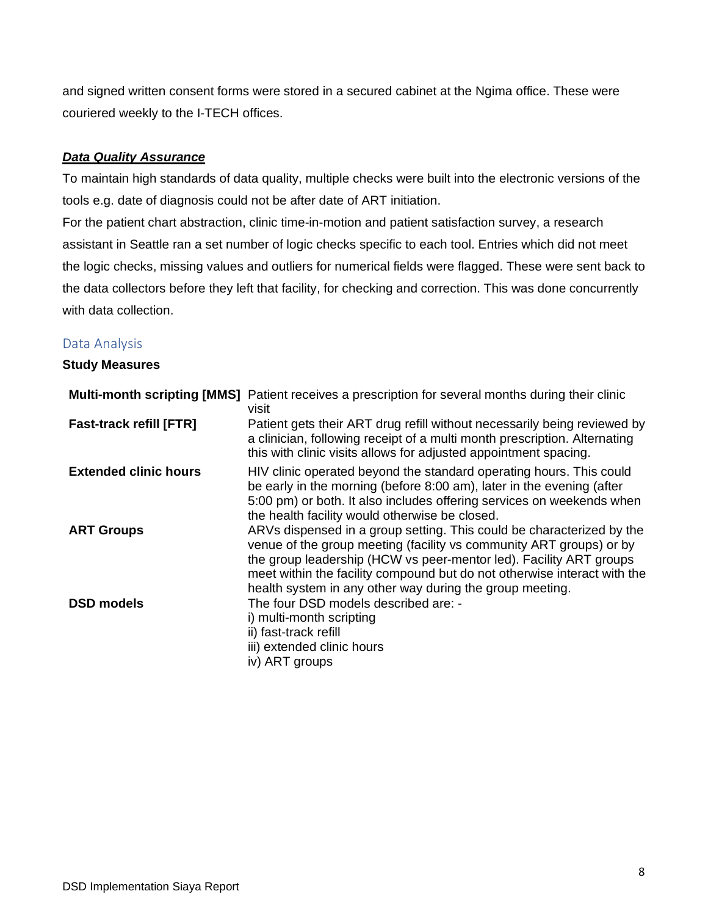and signed written consent forms were stored in a secured cabinet at the Ngima office. These were couriered weekly to the I-TECH offices.

***Data Quality Assurance***

To maintain high standards of data quality, multiple checks were built into the electronic versions of the tools e.g. date of diagnosis could not be after date of ART initiation.

For the patient chart abstraction, clinic time-in-motion and patient satisfaction survey, a research assistant in Seattle ran a set number of logic checks specific to each tool. Entries which did not meet the logic checks, missing values and outliers for numerical fields were flagged. These were sent back to the data collectors before they left that facility, for checking and correction. This was done concurrently with data collection.

## Data Analysis

**Study Measures**

| | |
|---|---|
| **Multi-month scripting [MMS]** | Patient receives a prescription for several months during their clinic visit |
| **Fast-track refill [FTR]** | Patient gets their ART drug refill without necessarily being reviewed by a clinician, following receipt of a multi month prescription. Alternating this with clinic visits allows for adjusted appointment spacing. |
| **Extended clinic hours** | HIV clinic operated beyond the standard operating hours. This could be early in the morning (before 8:00 am), later in the evening (after 5:00 pm) or both. It also includes offering services on weekends when the health facility would otherwise be closed. |
| **ART Groups** | ARVs dispensed in a group setting. This could be characterized by the venue of the group meeting (facility vs community ART groups) or by the group leadership (HCW vs peer-mentor led). Facility ART groups meet within the facility compound but do not otherwise interact with the health system in any other way during the group meeting. |
| **DSD models** | The four DSD models described are: -<br>i) multi-month scripting<br>ii) fast-track refill<br>iii) extended clinic hours<br>iv) ART groups |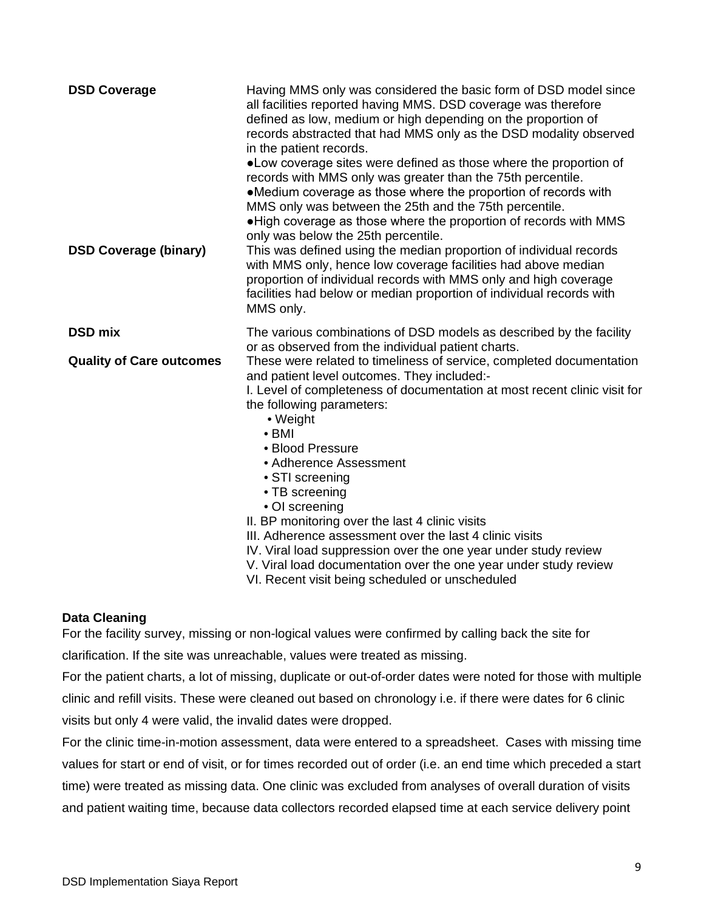| | |
|---|---|
| **DSD Coverage** | Having MMS only was considered the basic form of DSD model since all facilities reported having MMS. DSD coverage was therefore defined as low, medium or high depending on the proportion of records abstracted that had MMS only as the DSD modality observed in the patient records.<br>●Low coverage sites were defined as those where the proportion of records with MMS only was greater than the 75th percentile.<br>●Medium coverage as those where the proportion of records with MMS only was between the 25th and the 75th percentile.<br>●High coverage as those where the proportion of records with MMS only was below the 25th percentile. |
| **DSD Coverage (binary)** | This was defined using the median proportion of individual records with MMS only, hence low coverage facilities had above median proportion of individual records with MMS only and high coverage facilities had below or median proportion of individual records with MMS only. |
| **DSD mix** | The various combinations of DSD models as described by the facility or as observed from the individual patient charts. |
| **Quality of Care outcomes** | These were related to timeliness of service, completed documentation and patient level outcomes. They included:-<br>I. Level of completeness of documentation at most recent clinic visit for the following parameters:<br>• Weight<br>• BMI<br>• Blood Pressure<br>• Adherence Assessment<br>• STI screening<br>• TB screening<br>• OI screening<br>II. BP monitoring over the last 4 clinic visits<br>III. Adherence assessment over the last 4 clinic visits<br>IV. Viral load suppression over the one year under study review<br>V. Viral load documentation over the one year under study review<br>VI. Recent visit being scheduled or unscheduled |

**Data Cleaning**

For the facility survey, missing or non-logical values were confirmed by calling back the site for clarification. If the site was unreachable, values were treated as missing.

For the patient charts, a lot of missing, duplicate or out-of-order dates were noted for those with multiple clinic and refill visits. These were cleaned out based on chronology i.e. if there were dates for 6 clinic visits but only 4 were valid, the invalid dates were dropped.

For the clinic time-in-motion assessment, data were entered to a spreadsheet. Cases with missing time values for start or end of visit, or for times recorded out of order (i.e. an end time which preceded a start time) were treated as missing data. One clinic was excluded from analyses of overall duration of visits and patient waiting time, because data collectors recorded elapsed time at each service delivery point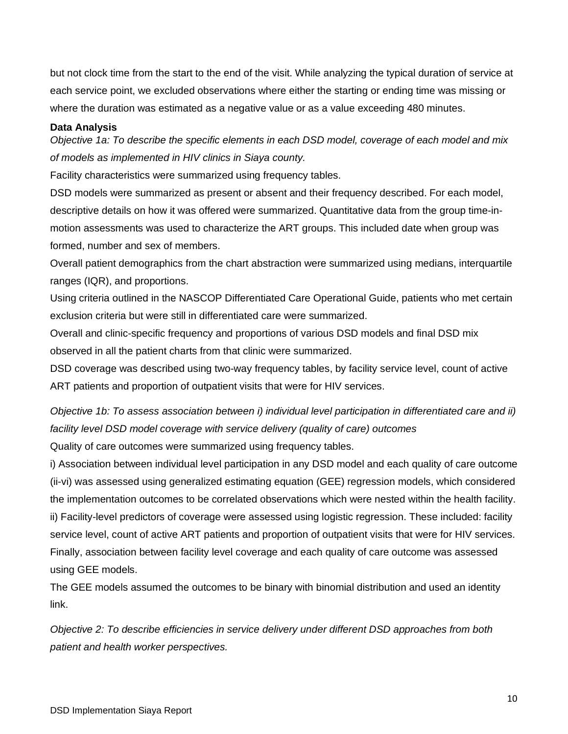but not clock time from the start to the end of the visit. While analyzing the typical duration of service at each service point, we excluded observations where either the starting or ending time was missing or where the duration was estimated as a negative value or as a value exceeding 480 minutes.

**Data Analysis**

*Objective 1a: To describe the specific elements in each DSD model, coverage of each model and mix of models as implemented in HIV clinics in Siaya county.*

Facility characteristics were summarized using frequency tables.

DSD models were summarized as present or absent and their frequency described. For each model, descriptive details on how it was offered were summarized. Quantitative data from the group time-in-motion assessments was used to characterize the ART groups. This included date when group was formed, number and sex of members.

Overall patient demographics from the chart abstraction were summarized using medians, interquartile ranges (IQR), and proportions.

Using criteria outlined in the NASCOP Differentiated Care Operational Guide, patients who met certain exclusion criteria but were still in differentiated care were summarized.

Overall and clinic-specific frequency and proportions of various DSD models and final DSD mix observed in all the patient charts from that clinic were summarized.

DSD coverage was described using two-way frequency tables, by facility service level, count of active ART patients and proportion of outpatient visits that were for HIV services.

*Objective 1b: To assess association between i) individual level participation in differentiated care and ii) facility level DSD model coverage with service delivery (quality of care) outcomes*

Quality of care outcomes were summarized using frequency tables.

i) Association between individual level participation in any DSD model and each quality of care outcome (ii-vi) was assessed using generalized estimating equation (GEE) regression models, which considered the implementation outcomes to be correlated observations which were nested within the health facility.

ii) Facility-level predictors of coverage were assessed using logistic regression. These included: facility service level, count of active ART patients and proportion of outpatient visits that were for HIV services. Finally, association between facility level coverage and each quality of care outcome was assessed using GEE models.

The GEE models assumed the outcomes to be binary with binomial distribution and used an identity link.

*Objective 2: To describe efficiencies in service delivery under different DSD approaches from both patient and health worker perspectives.*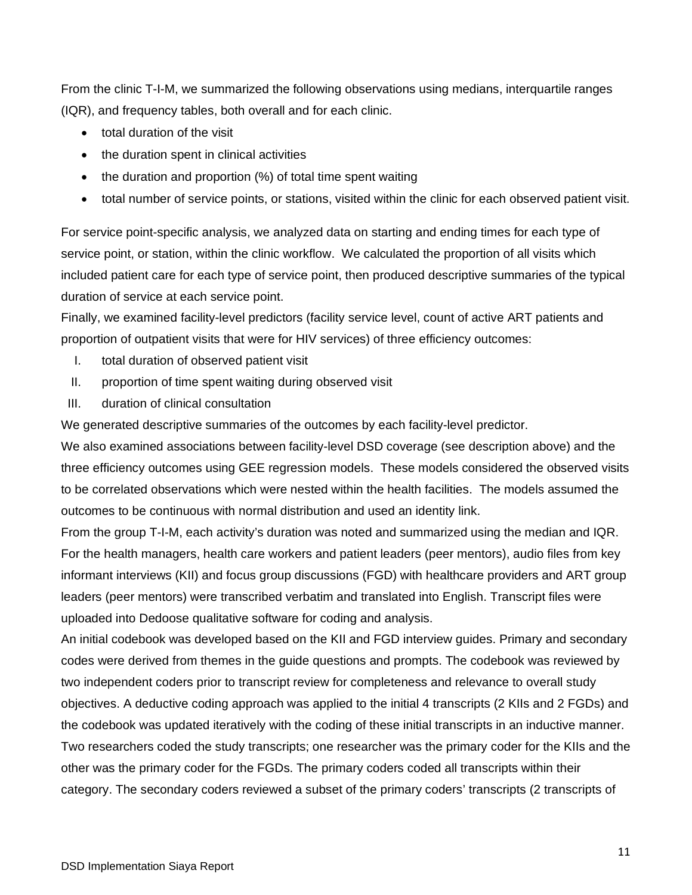From the clinic T-I-M, we summarized the following observations using medians, interquartile ranges (IQR), and frequency tables, both overall and for each clinic.

- total duration of the visit
- the duration spent in clinical activities
- the duration and proportion (%) of total time spent waiting
- total number of service points, or stations, visited within the clinic for each observed patient visit.

For service point-specific analysis, we analyzed data on starting and ending times for each type of service point, or station, within the clinic workflow. We calculated the proportion of all visits which included patient care for each type of service point, then produced descriptive summaries of the typical duration of service at each service point.

Finally, we examined facility-level predictors (facility service level, count of active ART patients and proportion of outpatient visits that were for HIV services) of three efficiency outcomes:

I. total duration of observed patient visit
II. proportion of time spent waiting during observed visit
III. duration of clinical consultation

We generated descriptive summaries of the outcomes by each facility-level predictor.

We also examined associations between facility-level DSD coverage (see description above) and the three efficiency outcomes using GEE regression models. These models considered the observed visits to be correlated observations which were nested within the health facilities. The models assumed the outcomes to be continuous with normal distribution and used an identity link.

From the group T-I-M, each activity's duration was noted and summarized using the median and IQR.

For the health managers, health care workers and patient leaders (peer mentors), audio files from key informant interviews (KII) and focus group discussions (FGD) with healthcare providers and ART group leaders (peer mentors) were transcribed verbatim and translated into English. Transcript files were uploaded into Dedoose qualitative software for coding and analysis.

An initial codebook was developed based on the KII and FGD interview guides. Primary and secondary codes were derived from themes in the guide questions and prompts. The codebook was reviewed by two independent coders prior to transcript review for completeness and relevance to overall study objectives. A deductive coding approach was applied to the initial 4 transcripts (2 KIIs and 2 FGDs) and the codebook was updated iteratively with the coding of these initial transcripts in an inductive manner. Two researchers coded the study transcripts; one researcher was the primary coder for the KIIs and the other was the primary coder for the FGDs. The primary coders coded all transcripts within their category. The secondary coders reviewed a subset of the primary coders' transcripts (2 transcripts of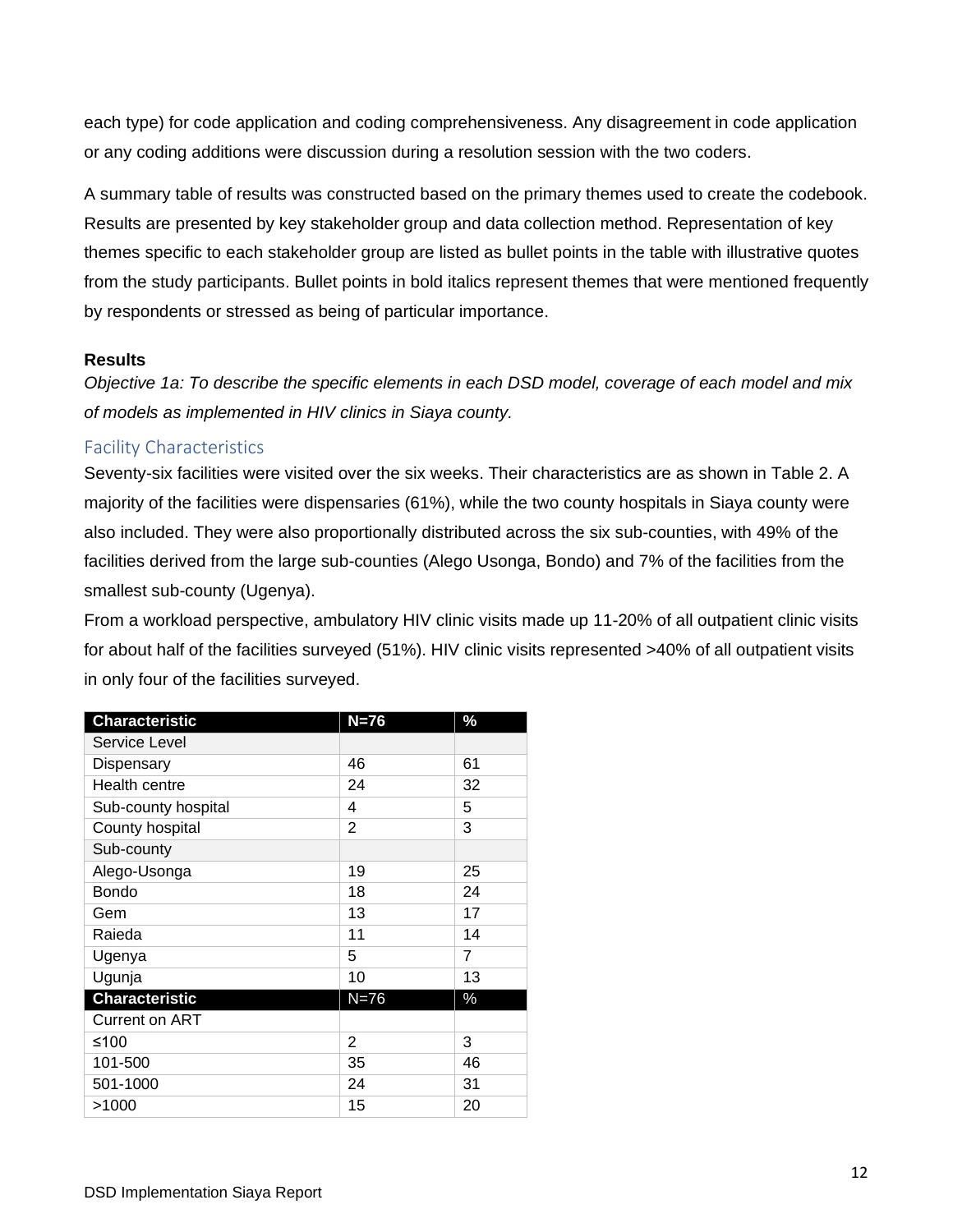each type) for code application and coding comprehensiveness. Any disagreement in code application or any coding additions were discussion during a resolution session with the two coders.

A summary table of results was constructed based on the primary themes used to create the codebook. Results are presented by key stakeholder group and data collection method. Representation of key themes specific to each stakeholder group are listed as bullet points in the table with illustrative quotes from the study participants. Bullet points in bold italics represent themes that were mentioned frequently by respondents or stressed as being of particular importance.

**Results**

*Objective 1a: To describe the specific elements in each DSD model, coverage of each model and mix of models as implemented in HIV clinics in Siaya county.*

### Facility Characteristics

Seventy-six facilities were visited over the six weeks. Their characteristics are as shown in Table 2. A majority of the facilities were dispensaries (61%), while the two county hospitals in Siaya county were also included. They were also proportionally distributed across the six sub-counties, with 49% of the facilities derived from the large sub-counties (Alego Usonga, Bondo) and 7% of the facilities from the smallest sub-county (Ugenya).

From a workload perspective, ambulatory HIV clinic visits made up 11-20% of all outpatient clinic visits for about half of the facilities surveyed (51%). HIV clinic visits represented >40% of all outpatient visits in only four of the facilities surveyed.

| Characteristic | N=76 | % |
|---|---|---|
| Service Level | | |
| Dispensary | 46 | 61 |
| Health centre | 24 | 32 |
| Sub-county hospital | 4 | 5 |
| County hospital | 2 | 3 |
| Sub-county | | |
| Alego-Usonga | 19 | 25 |
| Bondo | 18 | 24 |
| Gem | 13 | 17 |
| Raieda | 11 | 14 |
| Ugenya | 5 | 7 |
| Ugunja | 10 | 13 |
| **Characteristic** | **N=76** | **%** |
| Current on ART | | |
| ≤100 | 2 | 3 |
| 101-500 | 35 | 46 |
| 501-1000 | 24 | 31 |
| >1000 | 15 | 20 |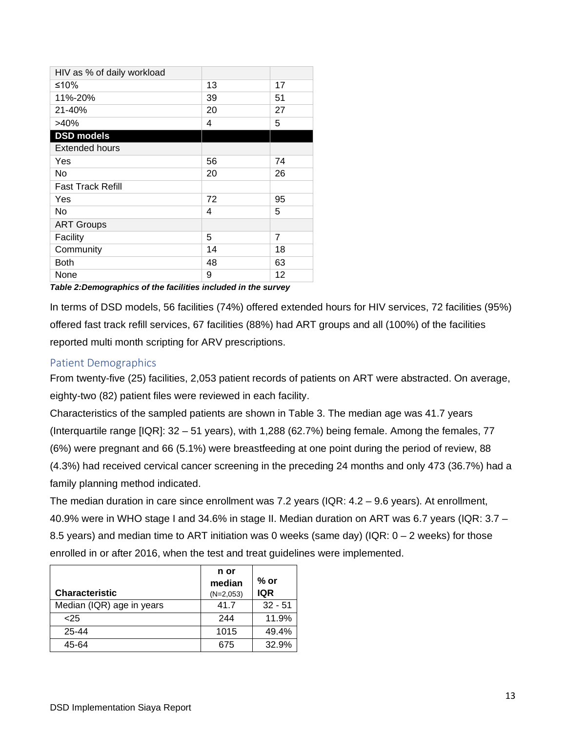| HIV as % of daily workload | | |
|---|---|---|
| ≤10% | 13 | 17 |
| 11%-20% | 39 | 51 |
| 21-40% | 20 | 27 |
| >40% | 4 | 5 |
| **DSD models** | | |
| Extended hours | | |
| Yes | 56 | 74 |
| No | 20 | 26 |
| Fast Track Refill | | |
| Yes | 72 | 95 |
| No | 4 | 5 |
| ART Groups | | |
| Facility | 5 | 7 |
| Community | 14 | 18 |
| Both | 48 | 63 |
| None | 9 | 12 |

***Table 2:Demographics of the facilities included in the survey***

In terms of DSD models, 56 facilities (74%) offered extended hours for HIV services, 72 facilities (95%) offered fast track refill services, 67 facilities (88%) had ART groups and all (100%) of the facilities reported multi month scripting for ARV prescriptions.

## Patient Demographics

From twenty-five (25) facilities, 2,053 patient records of patients on ART were abstracted. On average, eighty-two (82) patient files were reviewed in each facility.

Characteristics of the sampled patients are shown in Table 3. The median age was 41.7 years (Interquartile range [IQR]: 32 – 51 years), with 1,288 (62.7%) being female. Among the females, 77 (6%) were pregnant and 66 (5.1%) were breastfeeding at one point during the period of review, 88 (4.3%) had received cervical cancer screening in the preceding 24 months and only 473 (36.7%) had a family planning method indicated.

The median duration in care since enrollment was 7.2 years (IQR: 4.2 – 9.6 years). At enrollment, 40.9% were in WHO stage I and 34.6% in stage II. Median duration on ART was 6.7 years (IQR: 3.7 – 8.5 years) and median time to ART initiation was 0 weeks (same day) (IQR: 0 – 2 weeks) for those enrolled in or after 2016, when the test and treat guidelines were implemented.

| **Characteristic** | **n or median** (N=2,053) | **% or IQR** |
|---|---|---|
| Median (IQR) age in years | 41.7 | 32 - 51 |
| <25 | 244 | 11.9% |
| 25-44 | 1015 | 49.4% |
| 45-64 | 675 | 32.9% |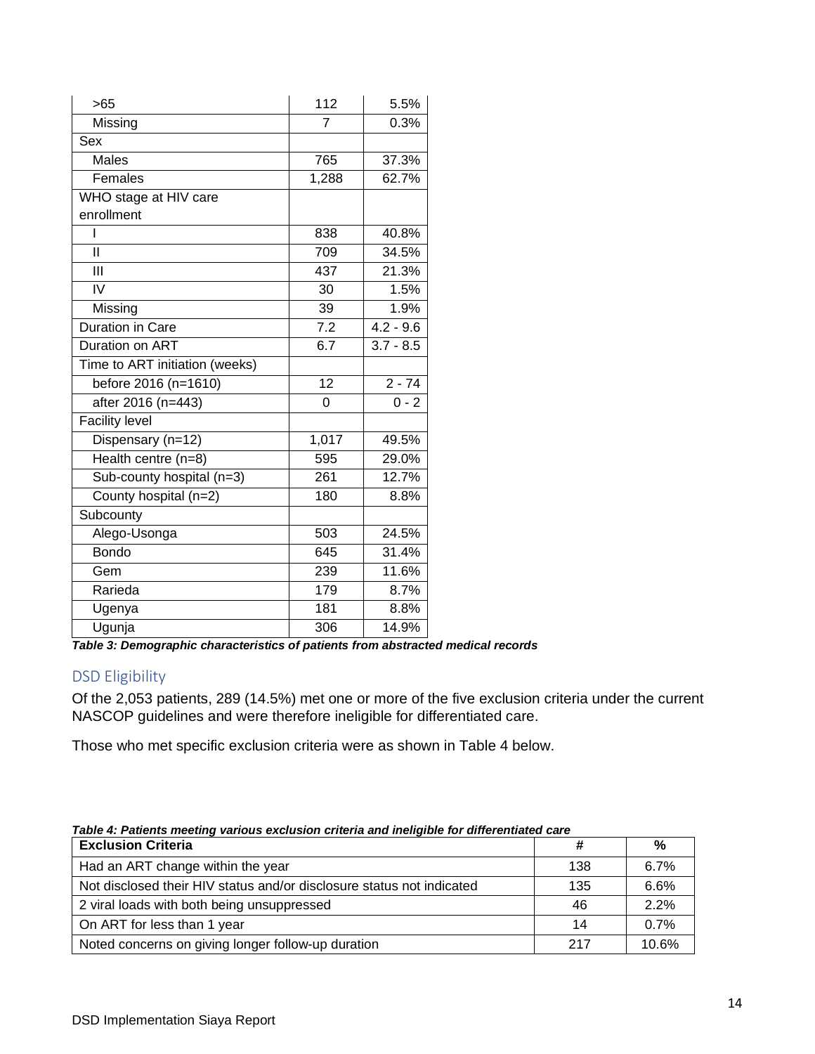| | | |
|---|---|---|
| >65 | 112 | 5.5% |
| Missing | 7 | 0.3% |
| Sex | | |
| Males | 765 | 37.3% |
| Females | 1,288 | 62.7% |
| WHO stage at HIV care enrollment | | |
| I | 838 | 40.8% |
| II | 709 | 34.5% |
| III | 437 | 21.3% |
| IV | 30 | 1.5% |
| Missing | 39 | 1.9% |
| Duration in Care | 7.2 | 4.2 - 9.6 |
| Duration on ART | 6.7 | 3.7 - 8.5 |
| Time to ART initiation (weeks) | | |
| before 2016 (n=1610) | 12 | 2 - 74 |
| after 2016 (n=443) | 0 | 0 - 2 |
| Facility level | | |
| Dispensary (n=12) | 1,017 | 49.5% |
| Health centre (n=8) | 595 | 29.0% |
| Sub-county hospital (n=3) | 261 | 12.7% |
| County hospital (n=2) | 180 | 8.8% |
| Subcounty | | |
| Alego-Usonga | 503 | 24.5% |
| Bondo | 645 | 31.4% |
| Gem | 239 | 11.6% |
| Rarieda | 179 | 8.7% |
| Ugenya | 181 | 8.8% |
| Ugunja | 306 | 14.9% |

***Table 3: Demographic characteristics of patients from abstracted medical records***

## DSD Eligibility

Of the 2,053 patients, 289 (14.5%) met one or more of the five exclusion criteria under the current NASCOP guidelines and were therefore ineligible for differentiated care.

Those who met specific exclusion criteria were as shown in Table 4 below.

***Table 4: Patients meeting various exclusion criteria and ineligible for differentiated care***

| Exclusion Criteria | # | % |
|---|---|---|
| Had an ART change within the year | 138 | 6.7% |
| Not disclosed their HIV status and/or disclosure status not indicated | 135 | 6.6% |
| 2 viral loads with both being unsuppressed | 46 | 2.2% |
| On ART for less than 1 year | 14 | 0.7% |
| Noted concerns on giving longer follow-up duration | 217 | 10.6% |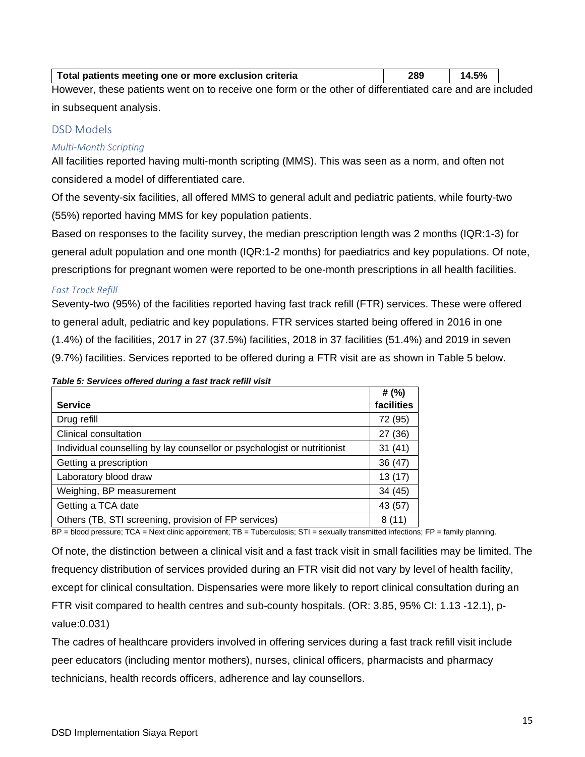| Total patients meeting one or more exclusion criteria | 289 | 14.5% |
|---|---|---|

However, these patients went on to receive one form or the other of differentiated care and are included in subsequent analysis.

## DSD Models

### *Multi-Month Scripting*

All facilities reported having multi-month scripting (MMS). This was seen as a norm, and often not considered a model of differentiated care.

Of the seventy-six facilities, all offered MMS to general adult and pediatric patients, while fourty-two (55%) reported having MMS for key population patients.

Based on responses to the facility survey, the median prescription length was 2 months (IQR:1-3) for general adult population and one month (IQR:1-2 months) for paediatrics and key populations. Of note, prescriptions for pregnant women were reported to be one-month prescriptions in all health facilities.

### *Fast Track Refill*

Seventy-two (95%) of the facilities reported having fast track refill (FTR) services. These were offered to general adult, pediatric and key populations. FTR services started being offered in 2016 in one (1.4%) of the facilities, 2017 in 27 (37.5%) facilities, 2018 in 37 facilities (51.4%) and 2019 in seven (9.7%) facilities. Services reported to be offered during a FTR visit are as shown in Table 5 below.

***Table 5: Services offered during a fast track refill visit***

| Service | # (%) facilities |
|---|---|
| Drug refill | 72 (95) |
| Clinical consultation | 27 (36) |
| Individual counselling by lay counsellor or psychologist or nutritionist | 31 (41) |
| Getting a prescription | 36 (47) |
| Laboratory blood draw | 13 (17) |
| Weighing, BP measurement | 34 (45) |
| Getting a TCA date | 43 (57) |
| Others (TB, STI screening, provision of FP services) | 8 (11) |

BP = blood pressure; TCA = Next clinic appointment; TB = Tuberculosis; STI = sexually transmitted infections; FP = family planning.

Of note, the distinction between a clinical visit and a fast track visit in small facilities may be limited. The frequency distribution of services provided during an FTR visit did not vary by level of health facility, except for clinical consultation. Dispensaries were more likely to report clinical consultation during an FTR visit compared to health centres and sub-county hospitals. (OR: 3.85, 95% CI: 1.13 -12.1), p-value:0.031)

The cadres of healthcare providers involved in offering services during a fast track refill visit include peer educators (including mentor mothers), nurses, clinical officers, pharmacists and pharmacy technicians, health records officers, adherence and lay counsellors.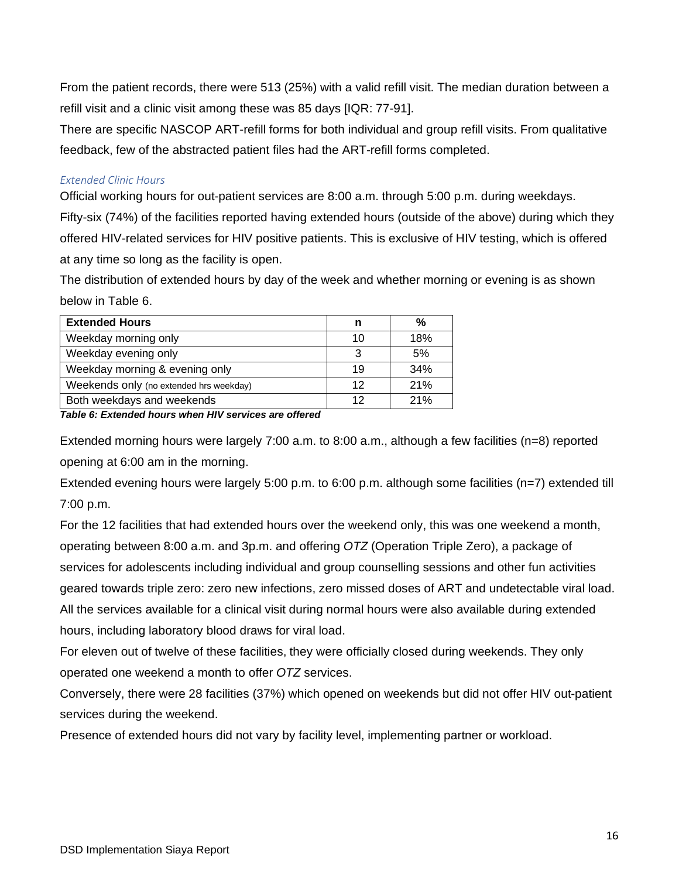From the patient records, there were 513 (25%) with a valid refill visit. The median duration between a refill visit and a clinic visit among these was 85 days [IQR: 77-91].

There are specific NASCOP ART-refill forms for both individual and group refill visits. From qualitative feedback, few of the abstracted patient files had the ART-refill forms completed.

### *Extended Clinic Hours*

Official working hours for out-patient services are 8:00 a.m. through 5:00 p.m. during weekdays. Fifty-six (74%) of the facilities reported having extended hours (outside of the above) during which they offered HIV-related services for HIV positive patients. This is exclusive of HIV testing, which is offered at any time so long as the facility is open.

The distribution of extended hours by day of the week and whether morning or evening is as shown below in Table 6.

| Extended Hours | n | % |
| --- | --- | --- |
| Weekday morning only | 10 | 18% |
| Weekday evening only | 3 | 5% |
| Weekday morning & evening only | 19 | 34% |
| Weekends only (no extended hrs weekday) | 12 | 21% |
| Both weekdays and weekends | 12 | 21% |

***Table 6: Extended hours when HIV services are offered***

Extended morning hours were largely 7:00 a.m. to 8:00 a.m., although a few facilities (n=8) reported opening at 6:00 am in the morning.

Extended evening hours were largely 5:00 p.m. to 6:00 p.m. although some facilities (n=7) extended till 7:00 p.m.

For the 12 facilities that had extended hours over the weekend only, this was one weekend a month, operating between 8:00 a.m. and 3p.m. and offering *OTZ* (Operation Triple Zero), a package of services for adolescents including individual and group counselling sessions and other fun activities geared towards triple zero: zero new infections, zero missed doses of ART and undetectable viral load. All the services available for a clinical visit during normal hours were also available during extended hours, including laboratory blood draws for viral load.

For eleven out of twelve of these facilities, they were officially closed during weekends. They only operated one weekend a month to offer *OTZ* services.

Conversely, there were 28 facilities (37%) which opened on weekends but did not offer HIV out-patient services during the weekend.

Presence of extended hours did not vary by facility level, implementing partner or workload.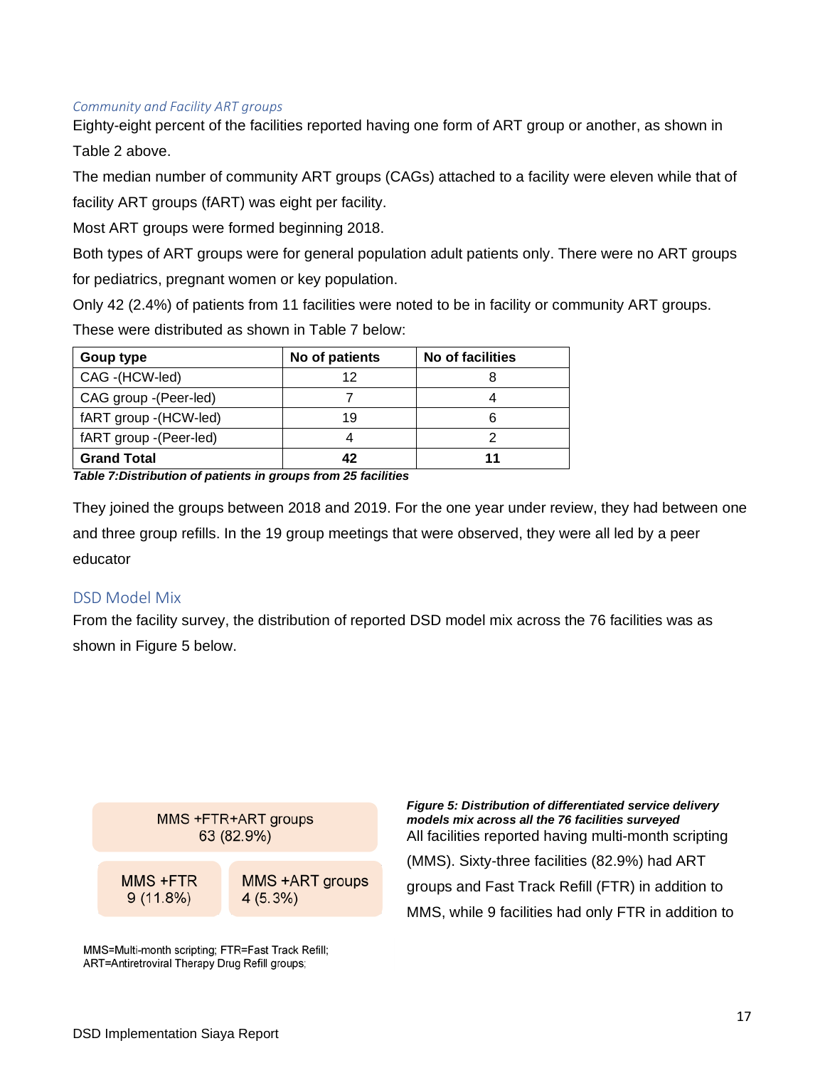### *Community and Facility ART groups*

Eighty-eight percent of the facilities reported having one form of ART group or another, as shown in Table 2 above.

The median number of community ART groups (CAGs) attached to a facility were eleven while that of facility ART groups (fART) was eight per facility.

Most ART groups were formed beginning 2018.

Both types of ART groups were for general population adult patients only. There were no ART groups for pediatrics, pregnant women or key population.

Only 42 (2.4%) of patients from 11 facilities were noted to be in facility or community ART groups. These were distributed as shown in Table 7 below:

| Goup type | No of patients | No of facilities |
|---|---|---|
| CAG -(HCW-led) | 12 | 8 |
| CAG group -(Peer-led) | 7 | 4 |
| fART group -(HCW-led) | 19 | 6 |
| fART group -(Peer-led) | 4 | 2 |
| **Grand Total** | **42** | **11** |

***Table 7:Distribution of patients in groups from 25 facilities***

They joined the groups between 2018 and 2019. For the one year under review, they had between one and three group refills. In the 19 group meetings that were observed, they were all led by a peer educator

## DSD Model Mix

From the facility survey, the distribution of reported DSD model mix across the 76 facilities was as shown in Figure 5 below.

| MMS +FTR+ART groups 63 (82.9%) | |
|---|---|
| MMS +FTR 9 (11.8%) | MMS +ART groups 4 (5.3%) |

MMS=Multi-month scripting; FTR=Fast Track Refill; ART=Antiretroviral Therapy Drug Refill groups;

***Figure 5: Distribution of differentiated service delivery models mix across all the 76 facilities surveyed***

All facilities reported having multi-month scripting (MMS). Sixty-three facilities (82.9%) had ART groups and Fast Track Refill (FTR) in addition to MMS, while 9 facilities had only FTR in addition to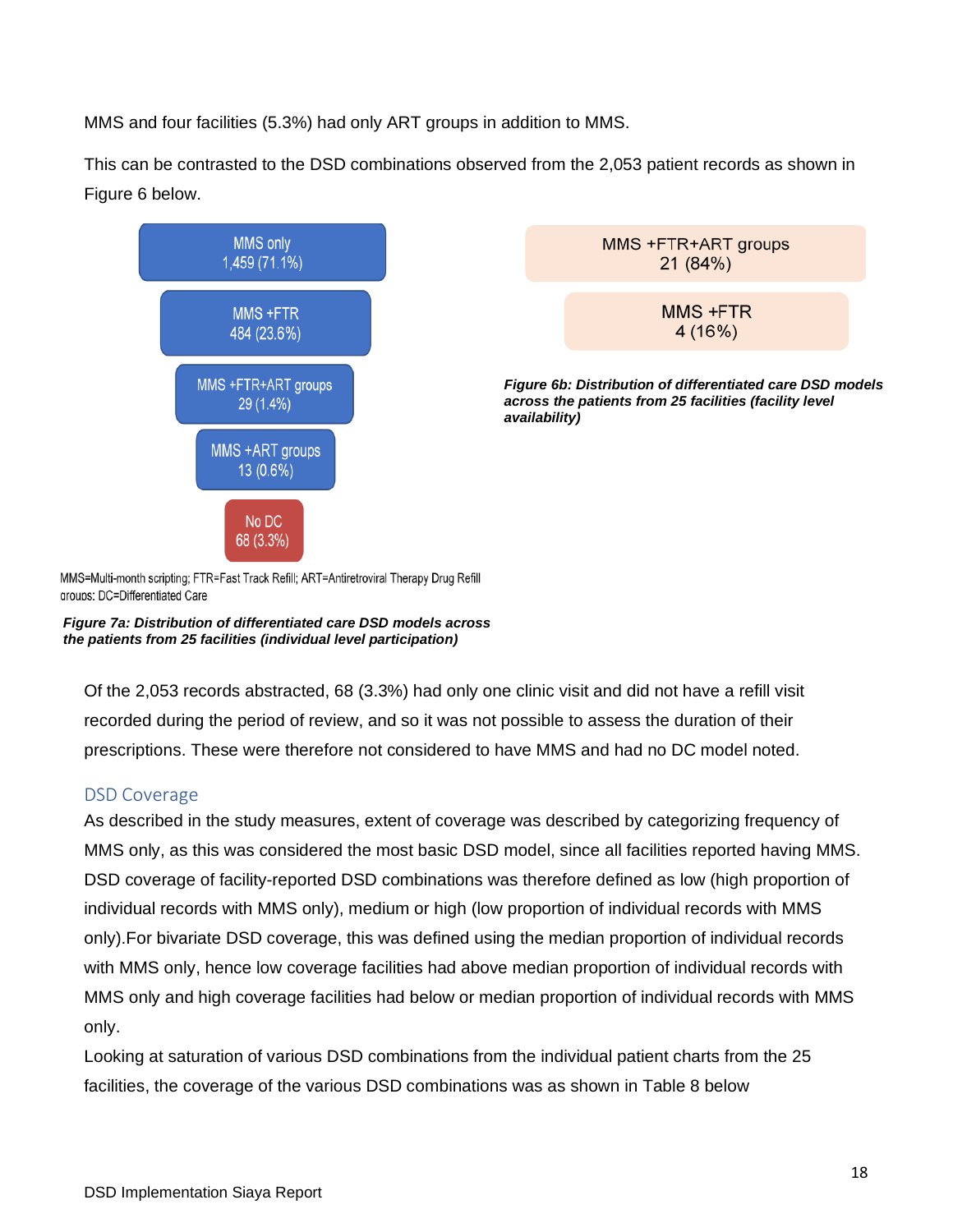MMS and four facilities (5.3%) had only ART groups in addition to MMS.

This can be contrasted to the DSD combinations observed from the 2,053 patient records as shown in Figure 6 below.

MMS only
1,459 (71.1%)

MMS +FTR
484 (23.6%)

MMS +FTR+ART groups
29 (1.4%)

MMS +ART groups
13 (0.6%)

No DC
68 (3.3%)

MMS=Multi-month scripting; FTR=Fast Track Refill; ART=Antiretroviral Therapy Drug Refill groups: DC=Differentiated Care

***Figure 7a: Distribution of differentiated care DSD models across the patients from 25 facilities (individual level participation)***

MMS +FTR+ART groups
21 (84%)

MMS +FTR
4 (16%)

***Figure 6b: Distribution of differentiated care DSD models across the patients from 25 facilities (facility level availability)***

Of the 2,053 records abstracted, 68 (3.3%) had only one clinic visit and did not have a refill visit recorded during the period of review, and so it was not possible to assess the duration of their prescriptions. These were therefore not considered to have MMS and had no DC model noted.

## DSD Coverage

As described in the study measures, extent of coverage was described by categorizing frequency of MMS only, as this was considered the most basic DSD model, since all facilities reported having MMS. DSD coverage of facility-reported DSD combinations was therefore defined as low (high proportion of individual records with MMS only), medium or high (low proportion of individual records with MMS only).For bivariate DSD coverage, this was defined using the median proportion of individual records with MMS only, hence low coverage facilities had above median proportion of individual records with MMS only and high coverage facilities had below or median proportion of individual records with MMS only.

Looking at saturation of various DSD combinations from the individual patient charts from the 25 facilities, the coverage of the various DSD combinations was as shown in Table 8 below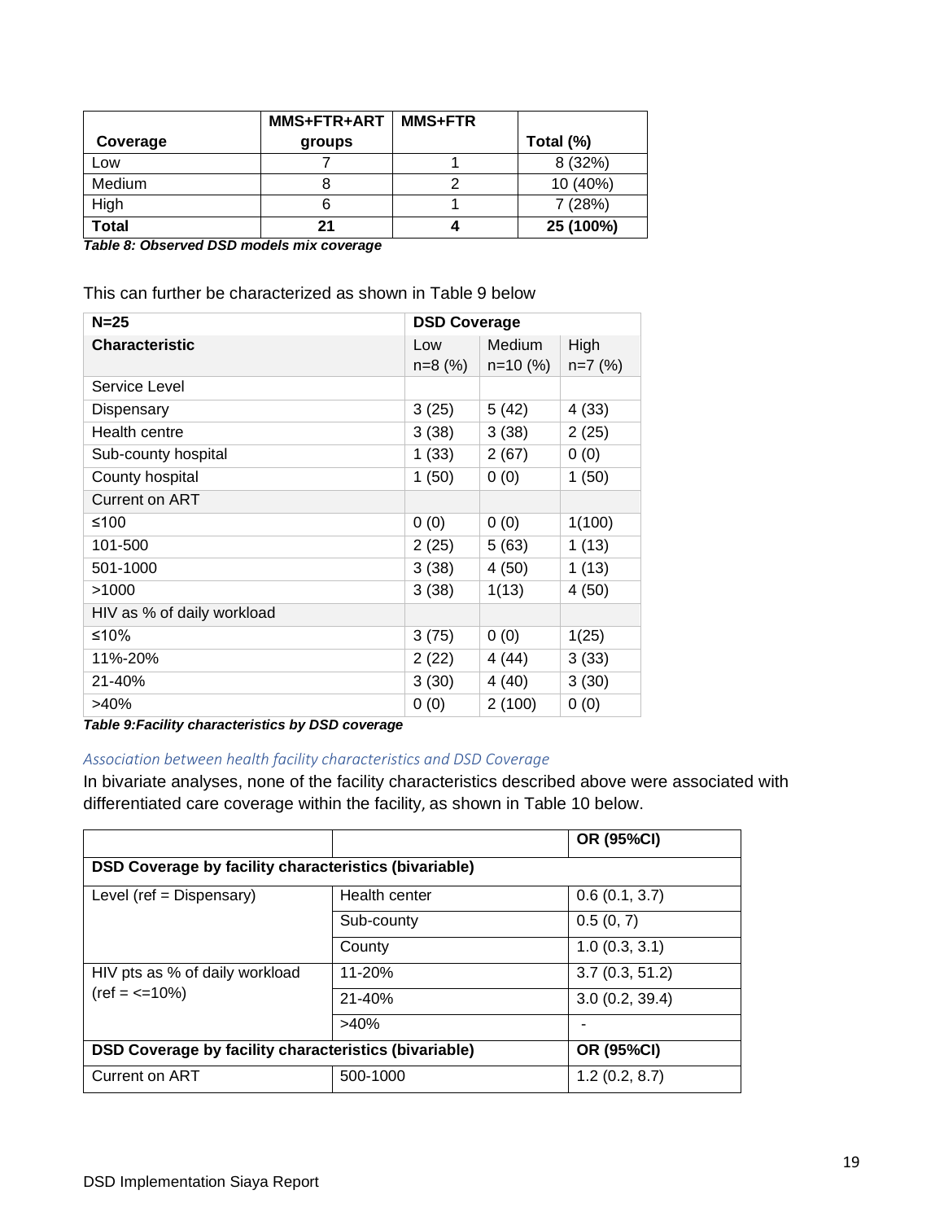| Coverage | MMS+FTR+ART groups | MMS+FTR | Total (%) |
|---|---|---|---|
| Low | 7 | 1 | 8 (32%) |
| Medium | 8 | 2 | 10 (40%) |
| High | 6 | 1 | 7 (28%) |
| **Total** | **21** | **4** | **25 (100%)** |

***Table 8: Observed DSD models mix coverage***

This can further be characterized as shown in Table 9 below

| **N=25** | **DSD Coverage** | | |
|---|---|---|---|
| **Characteristic** | Low n=8 (%) | Medium n=10 (%) | High n=7 (%) |
| Service Level | | | |
| Dispensary | 3 (25) | 5 (42) | 4 (33) |
| Health centre | 3 (38) | 3 (38) | 2 (25) |
| Sub-county hospital | 1 (33) | 2 (67) | 0 (0) |
| County hospital | 1 (50) | 0 (0) | 1 (50) |
| Current on ART | | | |
| ≤100 | 0 (0) | 0 (0) | 1(100) |
| 101-500 | 2 (25) | 5 (63) | 1 (13) |
| 501-1000 | 3 (38) | 4 (50) | 1 (13) |
| >1000 | 3 (38) | 1(13) | 4 (50) |
| HIV as % of daily workload | | | |
| ≤10% | 3 (75) | 0 (0) | 1(25) |
| 11%-20% | 2 (22) | 4 (44) | 3 (33) |
| 21-40% | 3 (30) | 4 (40) | 3 (30) |
| >40% | 0 (0) | 2 (100) | 0 (0) |

***Table 9:Facility characteristics by DSD coverage***

### *Association between health facility characteristics and DSD Coverage*

In bivariate analyses, none of the facility characteristics described above were associated with differentiated care coverage within the facility*,* as shown in Table 10 below.

| | | **OR (95%CI)** |
|---|---|---|
| **DSD Coverage by facility characteristics (bivariable)** | | |
| Level (ref = Dispensary) | Health center | 0.6 (0.1, 3.7) |
| | Sub-county | 0.5 (0, 7) |
| | County | 1.0 (0.3, 3.1) |
| HIV pts as % of daily workload (ref = <=10%) | 11-20% | 3.7 (0.3, 51.2) |
| | 21-40% | 3.0 (0.2, 39.4) |
| | >40% | - |
| **DSD Coverage by facility characteristics (bivariable)** | | **OR (95%CI)** |
| Current on ART | 500-1000 | 1.2 (0.2, 8.7) |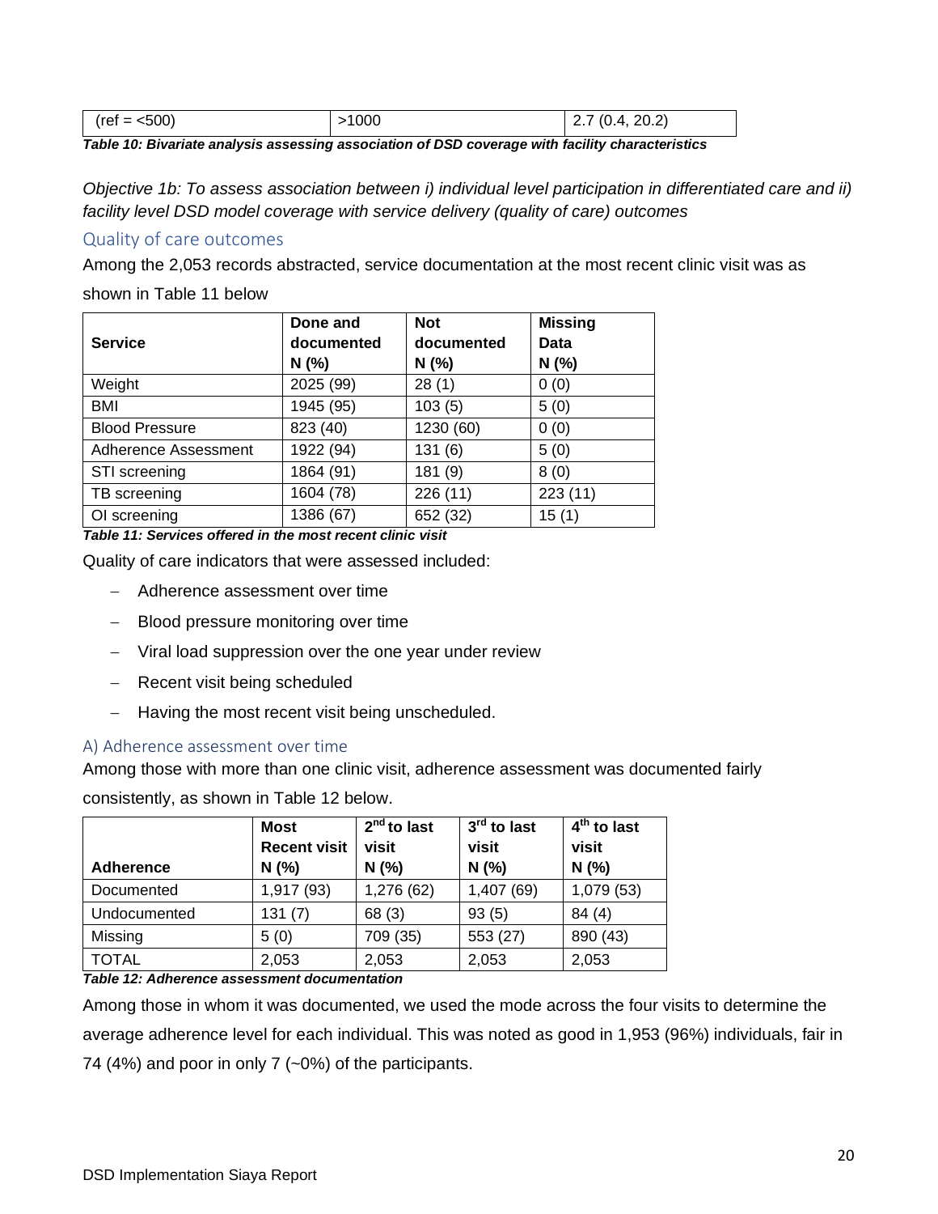| (ref = <500) | >1000 | 2.7 (0.4, 20.2) |
|---|---|---|

***Table 10: Bivariate analysis assessing association of DSD coverage with facility characteristics***

*Objective 1b: To assess association between i) individual level participation in differentiated care and ii) facility level DSD model coverage with service delivery (quality of care) outcomes*

## Quality of care outcomes

Among the 2,053 records abstracted, service documentation at the most recent clinic visit was as shown in Table 11 below

| Service | Done and documented N (%) | Not documented N (%) | Missing Data N (%) |
|---|---|---|---|
| Weight | 2025 (99) | 28 (1) | 0 (0) |
| BMI | 1945 (95) | 103 (5) | 5 (0) |
| Blood Pressure | 823 (40) | 1230 (60) | 0 (0) |
| Adherence Assessment | 1922 (94) | 131 (6) | 5 (0) |
| STI screening | 1864 (91) | 181 (9) | 8 (0) |
| TB screening | 1604 (78) | 226 (11) | 223 (11) |
| OI screening | 1386 (67) | 652 (32) | 15 (1) |

***Table 11: Services offered in the most recent clinic visit***

Quality of care indicators that were assessed included:

- Adherence assessment over time
- Blood pressure monitoring over time
- Viral load suppression over the one year under review
- Recent visit being scheduled
- Having the most recent visit being unscheduled.

### A) Adherence assessment over time

Among those with more than one clinic visit, adherence assessment was documented fairly consistently, as shown in Table 12 below.

| Adherence | Most Recent visit N (%) | 2nd to last visit N (%) | 3rd to last visit N (%) | 4th to last visit N (%) |
|---|---|---|---|---|
| Documented | 1,917 (93) | 1,276 (62) | 1,407 (69) | 1,079 (53) |
| Undocumented | 131 (7) | 68 (3) | 93 (5) | 84 (4) |
| Missing | 5 (0) | 709 (35) | 553 (27) | 890 (43) |
| TOTAL | 2,053 | 2,053 | 2,053 | 2,053 |

***Table 12: Adherence assessment documentation***

Among those in whom it was documented, we used the mode across the four visits to determine the average adherence level for each individual. This was noted as good in 1,953 (96%) individuals, fair in 74 (4%) and poor in only 7 (~0%) of the participants.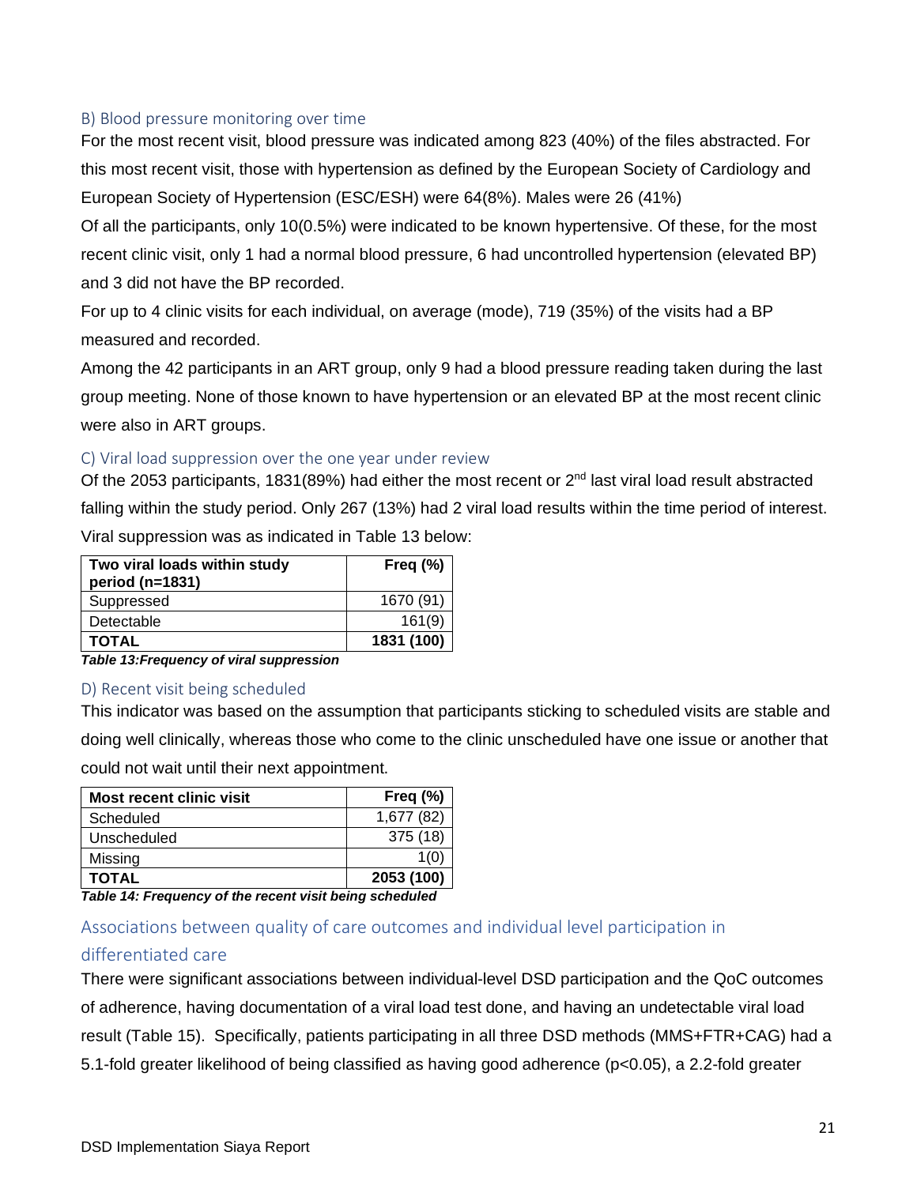### B) Blood pressure monitoring over time

For the most recent visit, blood pressure was indicated among 823 (40%) of the files abstracted. For this most recent visit, those with hypertension as defined by the European Society of Cardiology and European Society of Hypertension (ESC/ESH) were 64(8%). Males were 26 (41%)

Of all the participants, only 10(0.5%) were indicated to be known hypertensive. Of these, for the most recent clinic visit, only 1 had a normal blood pressure, 6 had uncontrolled hypertension (elevated BP) and 3 did not have the BP recorded.

For up to 4 clinic visits for each individual, on average (mode), 719 (35%) of the visits had a BP measured and recorded.

Among the 42 participants in an ART group, only 9 had a blood pressure reading taken during the last group meeting. None of those known to have hypertension or an elevated BP at the most recent clinic were also in ART groups.

### C) Viral load suppression over the one year under review

Of the 2053 participants, 1831(89%) had either the most recent or 2nd last viral load result abstracted falling within the study period. Only 267 (13%) had 2 viral load results within the time period of interest. Viral suppression was as indicated in Table 13 below:

| **Two viral loads within study period (n=1831)** | **Freq (%)** |
|---|---|
| Suppressed | 1670 (91) |
| Detectable | 161(9) |
| **TOTAL** | **1831 (100)** |

***Table 13:Frequency of viral suppression***

### D) Recent visit being scheduled

This indicator was based on the assumption that participants sticking to scheduled visits are stable and doing well clinically, whereas those who come to the clinic unscheduled have one issue or another that could not wait until their next appointment.

| **Most recent clinic visit** | **Freq (%)** |
|---|---|
| Scheduled | 1,677 (82) |
| Unscheduled | 375 (18) |
| Missing | 1(0) |
| **TOTAL** | **2053 (100)** |

***Table 14: Frequency of the recent visit being scheduled***

## Associations between quality of care outcomes and individual level participation in differentiated care

There were significant associations between individual-level DSD participation and the QoC outcomes of adherence, having documentation of a viral load test done, and having an undetectable viral load result (Table 15). Specifically, patients participating in all three DSD methods (MMS+FTR+CAG) had a 5.1-fold greater likelihood of being classified as having good adherence ($p<0.05$), a 2.2-fold greater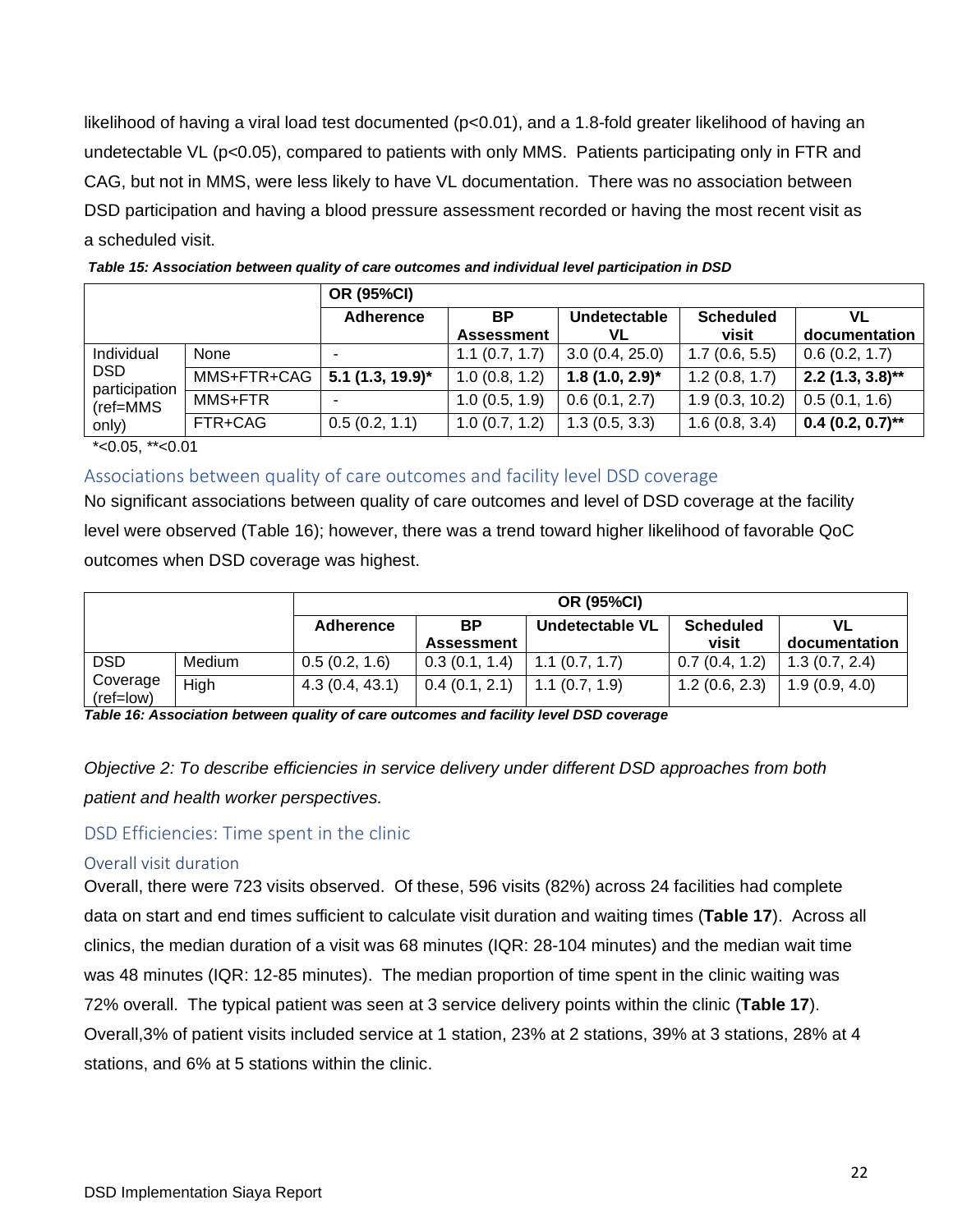likelihood of having a viral load test documented (p<0.01), and a 1.8-fold greater likelihood of having an undetectable VL (p<0.05), compared to patients with only MMS. Patients participating only in FTR and CAG, but not in MMS, were less likely to have VL documentation. There was no association between DSD participation and having a blood pressure assessment recorded or having the most recent visit as a scheduled visit.

***Table 15: Association between quality of care outcomes and individual level participation in DSD***

| | | OR (95%CI) | | | | |
|---|---|---|---|---|---|---|
| | | **Adherence** | **BP Assessment** | **Undetectable VL** | **Scheduled visit** | **VL documentation** |
| Individual DSD participation (ref=MMS only) | None | - | 1.1 (0.7, 1.7) | 3.0 (0.4, 25.0) | 1.7 (0.6, 5.5) | 0.6 (0.2, 1.7) |
| | MMS+FTR+CAG | **5.1 (1.3, 19.9)*** | 1.0 (0.8, 1.2) | **1.8 (1.0, 2.9)*** | 1.2 (0.8, 1.7) | **2.2 (1.3, 3.8)**** |
| | MMS+FTR | - | 1.0 (0.5, 1.9) | 0.6 (0.1, 2.7) | 1.9 (0.3, 10.2) | 0.5 (0.1, 1.6) |
| | FTR+CAG | 0.5 (0.2, 1.1) | 1.0 (0.7, 1.2) | 1.3 (0.5, 3.3) | 1.6 (0.8, 3.4) | **0.4 (0.2, 0.7)**** |

*<0.05, **<0.01

## Associations between quality of care outcomes and facility level DSD coverage

No significant associations between quality of care outcomes and level of DSD coverage at the facility level were observed (Table 16); however, there was a trend toward higher likelihood of favorable QoC outcomes when DSD coverage was highest.

| | | OR (95%CI) | | | | |
|---|---|---|---|---|---|---|
| | | **Adherence** | **BP Assessment** | **Undetectable VL** | **Scheduled visit** | **VL documentation** |
| DSD Coverage (ref=low) | Medium | 0.5 (0.2, 1.6) | 0.3 (0.1, 1.4) | 1.1 (0.7, 1.7) | 0.7 (0.4, 1.2) | 1.3 (0.7, 2.4) |
| | High | 4.3 (0.4, 43.1) | 0.4 (0.1, 2.1) | 1.1 (0.7, 1.9) | 1.2 (0.6, 2.3) | 1.9 (0.9, 4.0) |

***Table 16: Association between quality of care outcomes and facility level DSD coverage***

*Objective 2: To describe efficiencies in service delivery under different DSD approaches from both patient and health worker perspectives.*

## DSD Efficiencies: Time spent in the clinic

### Overall visit duration

Overall, there were 723 visits observed. Of these, 596 visits (82%) across 24 facilities had complete data on start and end times sufficient to calculate visit duration and waiting times (**Table 17**). Across all clinics, the median duration of a visit was 68 minutes (IQR: 28-104 minutes) and the median wait time was 48 minutes (IQR: 12-85 minutes). The median proportion of time spent in the clinic waiting was 72% overall. The typical patient was seen at 3 service delivery points within the clinic (**Table 17**). Overall,3% of patient visits included service at 1 station, 23% at 2 stations, 39% at 3 stations, 28% at 4 stations, and 6% at 5 stations within the clinic.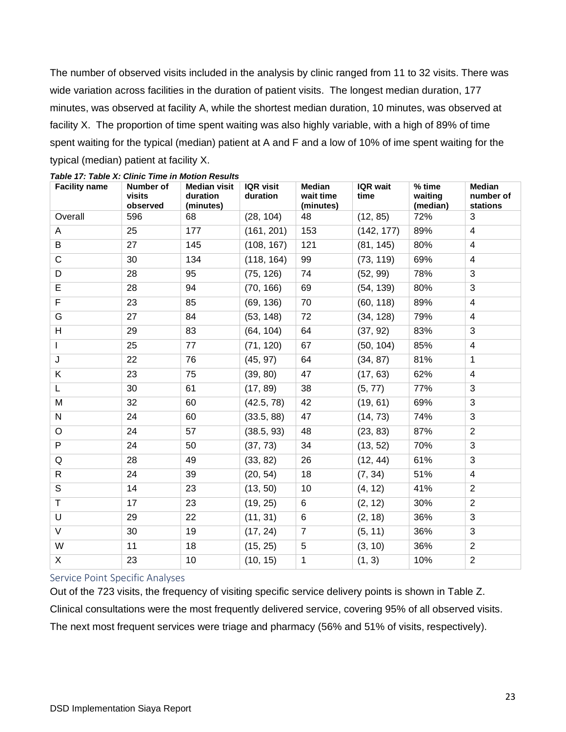The number of observed visits included in the analysis by clinic ranged from 11 to 32 visits. There was wide variation across facilities in the duration of patient visits. The longest median duration, 177 minutes, was observed at facility A, while the shortest median duration, 10 minutes, was observed at facility X. The proportion of time spent waiting was also highly variable, with a high of 89% of time spent waiting for the typical (median) patient at A and F and a low of 10% of ime spent waiting for the typical (median) patient at facility X.

***Table 17: Table X: Clinic Time in Motion Results***

| Facility name | Number of visits observed | Median visit duration (minutes) | IQR visit duration | Median wait time (minutes) | IQR wait time | % time waiting (median) | Median number of stations |
|---|---|---|---|---|---|---|---|
| Overall | 596 | 68 | (28, 104) | 48 | (12, 85) | 72% | 3 |
| A | 25 | 177 | (161, 201) | 153 | (142, 177) | 89% | 4 |
| B | 27 | 145 | (108, 167) | 121 | (81, 145) | 80% | 4 |
| C | 30 | 134 | (118, 164) | 99 | (73, 119) | 69% | 4 |
| D | 28 | 95 | (75, 126) | 74 | (52, 99) | 78% | 3 |
| E | 28 | 94 | (70, 166) | 69 | (54, 139) | 80% | 3 |
| F | 23 | 85 | (69, 136) | 70 | (60, 118) | 89% | 4 |
| G | 27 | 84 | (53, 148) | 72 | (34, 128) | 79% | 4 |
| H | 29 | 83 | (64, 104) | 64 | (37, 92) | 83% | 3 |
| I | 25 | 77 | (71, 120) | 67 | (50, 104) | 85% | 4 |
| J | 22 | 76 | (45, 97) | 64 | (34, 87) | 81% | 1 |
| K | 23 | 75 | (39, 80) | 47 | (17, 63) | 62% | 4 |
| L | 30 | 61 | (17, 89) | 38 | (5, 77) | 77% | 3 |
| M | 32 | 60 | (42.5, 78) | 42 | (19, 61) | 69% | 3 |
| N | 24 | 60 | (33.5, 88) | 47 | (14, 73) | 74% | 3 |
| O | 24 | 57 | (38.5, 93) | 48 | (23, 83) | 87% | 2 |
| P | 24 | 50 | (37, 73) | 34 | (13, 52) | 70% | 3 |
| Q | 28 | 49 | (33, 82) | 26 | (12, 44) | 61% | 3 |
| R | 24 | 39 | (20, 54) | 18 | (7, 34) | 51% | 4 |
| S | 14 | 23 | (13, 50) | 10 | (4, 12) | 41% | 2 |
| T | 17 | 23 | (19, 25) | 6 | (2, 12) | 30% | 2 |
| U | 29 | 22 | (11, 31) | 6 | (2, 18) | 36% | 3 |
| V | 30 | 19 | (17, 24) | 7 | (5, 11) | 36% | 3 |
| W | 11 | 18 | (15, 25) | 5 | (3, 10) | 36% | 2 |
| X | 23 | 10 | (10, 15) | 1 | (1, 3) | 10% | 2 |

### Service Point Specific Analyses

Out of the 723 visits, the frequency of visiting specific service delivery points is shown in Table Z. Clinical consultations were the most frequently delivered service, covering 95% of all observed visits. The next most frequent services were triage and pharmacy (56% and 51% of visits, respectively).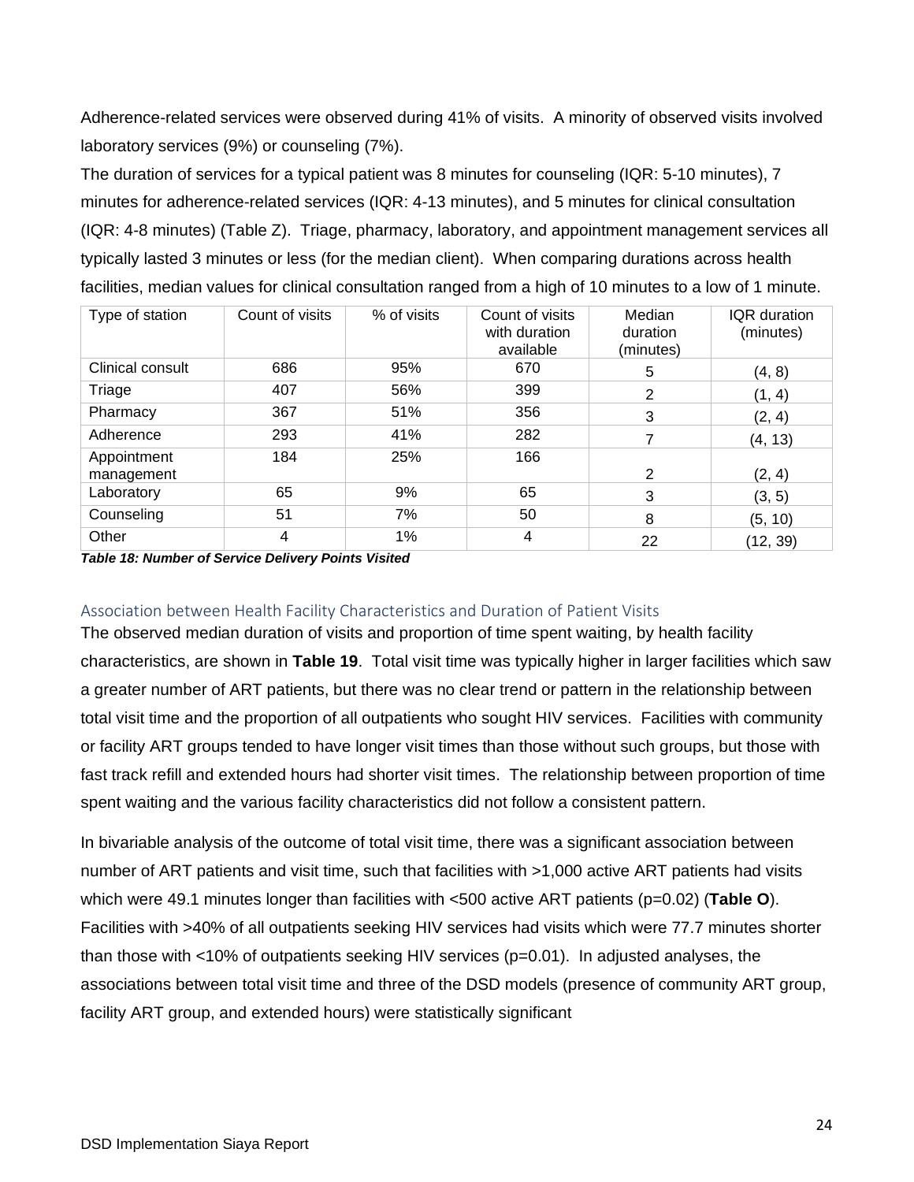Adherence-related services were observed during 41% of visits. A minority of observed visits involved laboratory services (9%) or counseling (7%).

The duration of services for a typical patient was 8 minutes for counseling (IQR: 5-10 minutes), 7 minutes for adherence-related services (IQR: 4-13 minutes), and 5 minutes for clinical consultation (IQR: 4-8 minutes) (Table Z). Triage, pharmacy, laboratory, and appointment management services all typically lasted 3 minutes or less (for the median client). When comparing durations across health facilities, median values for clinical consultation ranged from a high of 10 minutes to a low of 1 minute.

| Type of station | Count of visits | % of visits | Count of visits with duration available | Median duration (minutes) | IQR duration (minutes) |
|---|---|---|---|---|---|
| Clinical consult | 686 | 95% | 670 | 5 | (4, 8) |
| Triage | 407 | 56% | 399 | 2 | (1, 4) |
| Pharmacy | 367 | 51% | 356 | 3 | (2, 4) |
| Adherence | 293 | 41% | 282 | 7 | (4, 13) |
| Appointment management | 184 | 25% | 166 | 2 | (2, 4) |
| Laboratory | 65 | 9% | 65 | 3 | (3, 5) |
| Counseling | 51 | 7% | 50 | 8 | (5, 10) |
| Other | 4 | 1% | 4 | 22 | (12, 39) |

***Table 18: Number of Service Delivery Points Visited***

### Association between Health Facility Characteristics and Duration of Patient Visits

The observed median duration of visits and proportion of time spent waiting, by health facility characteristics, are shown in **Table 19**. Total visit time was typically higher in larger facilities which saw a greater number of ART patients, but there was no clear trend or pattern in the relationship between total visit time and the proportion of all outpatients who sought HIV services. Facilities with community or facility ART groups tended to have longer visit times than those without such groups, but those with fast track refill and extended hours had shorter visit times. The relationship between proportion of time spent waiting and the various facility characteristics did not follow a consistent pattern.

In bivariable analysis of the outcome of total visit time, there was a significant association between number of ART patients and visit time, such that facilities with >1,000 active ART patients had visits which were 49.1 minutes longer than facilities with <500 active ART patients (p=0.02) (**Table O**). Facilities with >40% of all outpatients seeking HIV services had visits which were 77.7 minutes shorter than those with <10% of outpatients seeking HIV services (p=0.01). In adjusted analyses, the associations between total visit time and three of the DSD models (presence of community ART group, facility ART group, and extended hours) were statistically significant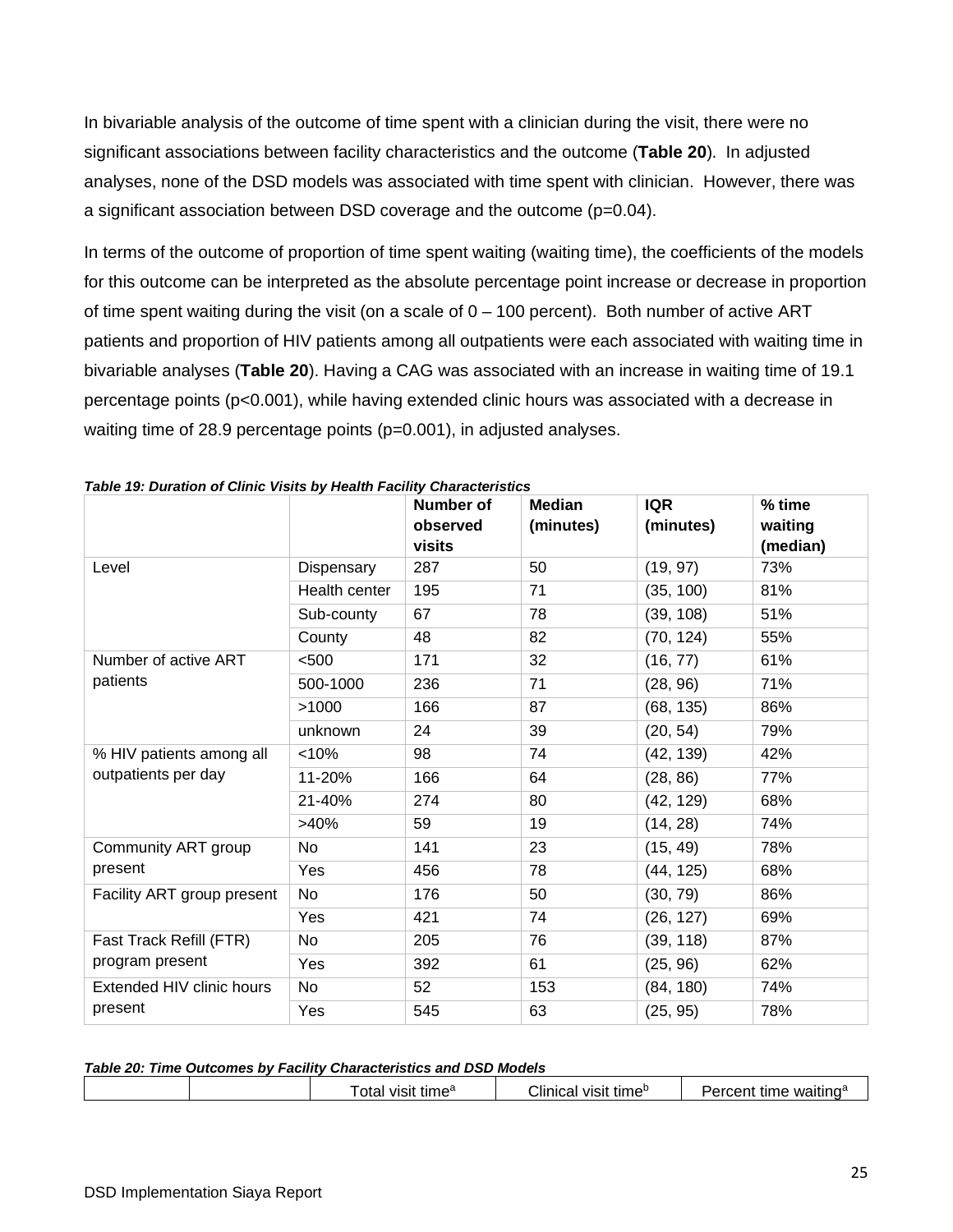In bivariable analysis of the outcome of time spent with a clinician during the visit, there were no significant associations between facility characteristics and the outcome (**Table 20**). In adjusted analyses, none of the DSD models was associated with time spent with clinician. However, there was a significant association between DSD coverage and the outcome (p=0.04).

In terms of the outcome of proportion of time spent waiting (waiting time), the coefficients of the models for this outcome can be interpreted as the absolute percentage point increase or decrease in proportion of time spent waiting during the visit (on a scale of 0 – 100 percent). Both number of active ART patients and proportion of HIV patients among all outpatients were each associated with waiting time in bivariable analyses (**Table 20**). Having a CAG was associated with an increase in waiting time of 19.1 percentage points (p<0.001), while having extended clinic hours was associated with a decrease in waiting time of 28.9 percentage points (p=0.001), in adjusted analyses.

***Table 19: Duration of Clinic Visits by Health Facility Characteristics***

| | | Number of observed visits | Median (minutes) | IQR (minutes) | % time waiting (median) |
|---|---|---|---|---|---|
| Level | Dispensary | 287 | 50 | (19, 97) | 73% |
| | Health center | 195 | 71 | (35, 100) | 81% |
| | Sub-county | 67 | 78 | (39, 108) | 51% |
| | County | 48 | 82 | (70, 124) | 55% |
| Number of active ART patients | <500 | 171 | 32 | (16, 77) | 61% |
| | 500-1000 | 236 | 71 | (28, 96) | 71% |
| | >1000 | 166 | 87 | (68, 135) | 86% |
| | unknown | 24 | 39 | (20, 54) | 79% |
| % HIV patients among all outpatients per day | <10% | 98 | 74 | (42, 139) | 42% |
| | 11-20% | 166 | 64 | (28, 86) | 77% |
| | 21-40% | 274 | 80 | (42, 129) | 68% |
| | >40% | 59 | 19 | (14, 28) | 74% |
| Community ART group present | No | 141 | 23 | (15, 49) | 78% |
| | Yes | 456 | 78 | (44, 125) | 68% |
| Facility ART group present | No | 176 | 50 | (30, 79) | 86% |
| | Yes | 421 | 74 | (26, 127) | 69% |
| Fast Track Refill (FTR) program present | No | 205 | 76 | (39, 118) | 87% |
| | Yes | 392 | 61 | (25, 96) | 62% |
| Extended HIV clinic hours present | No | 52 | 153 | (84, 180) | 74% |
| | Yes | 545 | 63 | (25, 95) | 78% |

***Table 20: Time Outcomes by Facility Characteristics and DSD Models***

| | | Total visit time[a] | Clinical visit time[b] | Percent time waiting[a] |
|---|---|---|---|---|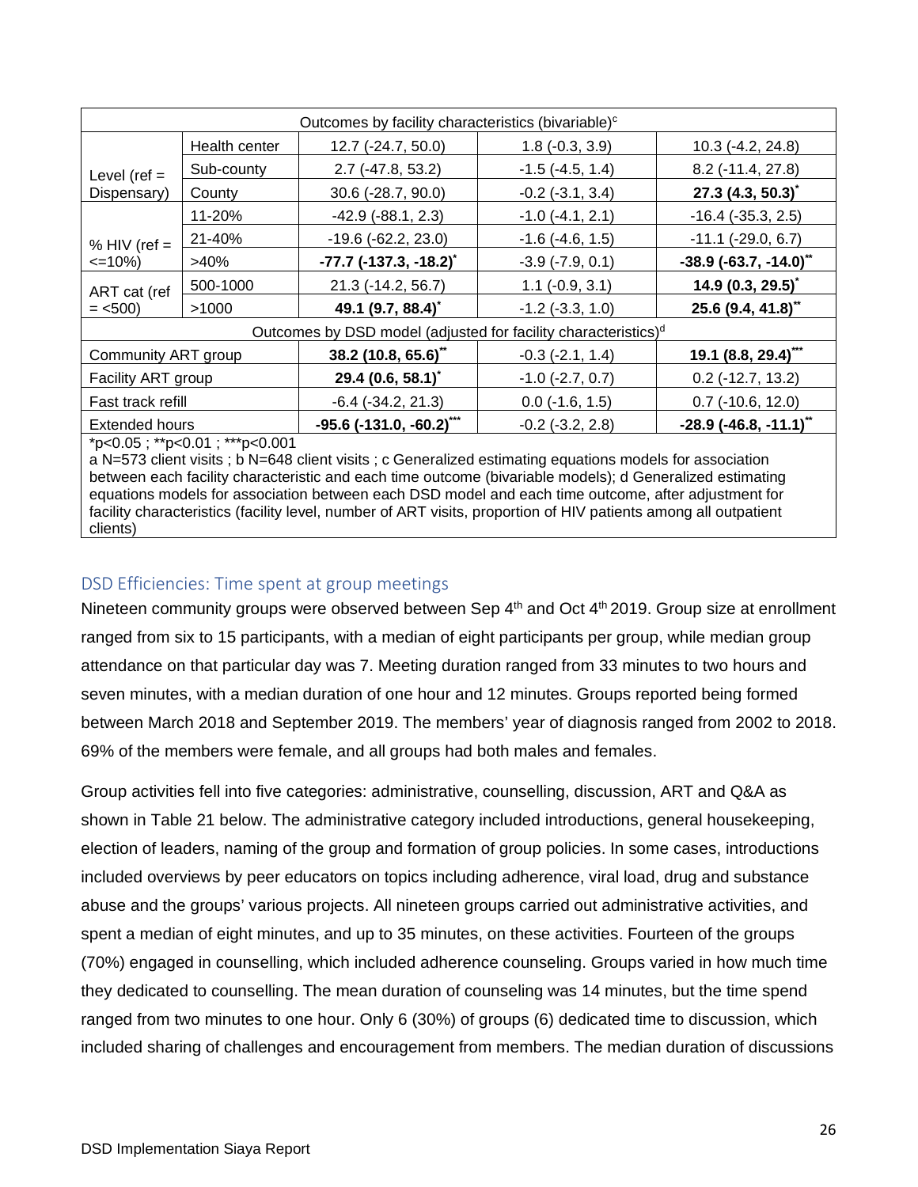| Outcomes by facility characteristics (bivariable)[c] | | | | |
|---|---|---|---|---|
| Level (ref = Dispensary) | Health center | 12.7 (-24.7, 50.0) | 1.8 (-0.3, 3.9) | 10.3 (-4.2, 24.8) |
| | Sub-county | 2.7 (-47.8, 53.2) | -1.5 (-4.5, 1.4) | 8.2 (-11.4, 27.8) |
| | County | 30.6 (-28.7, 90.0) | -0.2 (-3.1, 3.4) | **27.3 (4.3, 50.3)*** |
| % HIV (ref = <=10%) | 11-20% | -42.9 (-88.1, 2.3) | -1.0 (-4.1, 2.1) | -16.4 (-35.3, 2.5) |
| | 21-40% | -19.6 (-62.2, 23.0) | -1.6 (-4.6, 1.5) | -11.1 (-29.0, 6.7) |
| | >40% | **-77.7 (-137.3, -18.2)*** | -3.9 (-7.9, 0.1) | **-38.9 (-63.7, -14.0)**** |
| ART cat (ref = <500) | 500-1000 | 21.3 (-14.2, 56.7) | 1.1 (-0.9, 3.1) | **14.9 (0.3, 29.5)*** |
| | >1000 | **49.1 (9.7, 88.4)*** | -1.2 (-3.3, 1.0) | **25.6 (9.4, 41.8)**** |
| Outcomes by DSD model (adjusted for facility characteristics)[d] | | | | |
| Community ART group | | **38.2 (10.8, 65.6)**** | -0.3 (-2.1, 1.4) | **19.1 (8.8, 29.4)***** |
| Facility ART group | | **29.4 (0.6, 58.1)*** | -1.0 (-2.7, 0.7) | 0.2 (-12.7, 13.2) |
| Fast track refill | | -6.4 (-34.2, 21.3) | 0.0 (-1.6, 1.5) | 0.7 (-10.6, 12.0) |
| Extended hours | | **-95.6 (-131.0, -60.2)***** | -0.2 (-3.2, 2.8) | **-28.9 (-46.8, -11.1)**** |

*p<0.05 ; **p<0.01 ; ***p<0.001

a N=573 client visits ; b N=648 client visits ; c Generalized estimating equations models for association between each facility characteristic and each time outcome (bivariable models); d Generalized estimating equations models for association between each DSD model and each time outcome, after adjustment for facility characteristics (facility level, number of ART visits, proportion of HIV patients among all outpatient clients)

## DSD Efficiencies: Time spent at group meetings

Nineteen community groups were observed between Sep 4th and Oct 4th 2019. Group size at enrollment ranged from six to 15 participants, with a median of eight participants per group, while median group attendance on that particular day was 7. Meeting duration ranged from 33 minutes to two hours and seven minutes, with a median duration of one hour and 12 minutes. Groups reported being formed between March 2018 and September 2019. The members' year of diagnosis ranged from 2002 to 2018. 69% of the members were female, and all groups had both males and females.

Group activities fell into five categories: administrative, counselling, discussion, ART and Q&A as shown in Table 21 below. The administrative category included introductions, general housekeeping, election of leaders, naming of the group and formation of group policies. In some cases, introductions included overviews by peer educators on topics including adherence, viral load, drug and substance abuse and the groups' various projects. All nineteen groups carried out administrative activities, and spent a median of eight minutes, and up to 35 minutes, on these activities. Fourteen of the groups (70%) engaged in counselling, which included adherence counseling. Groups varied in how much time they dedicated to counselling. The mean duration of counseling was 14 minutes, but the time spend ranged from two minutes to one hour. Only 6 (30%) of groups (6) dedicated time to discussion, which included sharing of challenges and encouragement from members. The median duration of discussions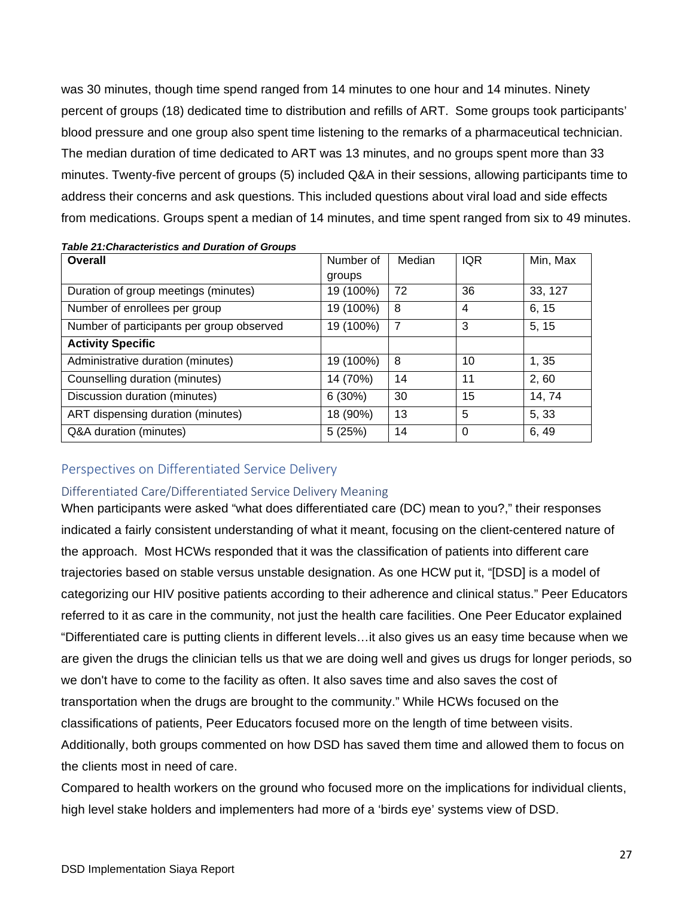was 30 minutes, though time spend ranged from 14 minutes to one hour and 14 minutes. Ninety percent of groups (18) dedicated time to distribution and refills of ART. Some groups took participants' blood pressure and one group also spent time listening to the remarks of a pharmaceutical technician. The median duration of time dedicated to ART was 13 minutes, and no groups spent more than 33 minutes. Twenty-five percent of groups (5) included Q&A in their sessions, allowing participants time to address their concerns and ask questions. This included questions about viral load and side effects from medications. Groups spent a median of 14 minutes, and time spent ranged from six to 49 minutes.

***Table 21:Characteristics and Duration of Groups***

| **Overall** | Number of groups | Median | IQR | Min, Max |
|---|---|---|---|---|
| Duration of group meetings (minutes) | 19 (100%) | 72 | 36 | 33, 127 |
| Number of enrollees per group | 19 (100%) | 8 | 4 | 6, 15 |
| Number of participants per group observed | 19 (100%) | 7 | 3 | 5, 15 |
| **Activity Specific** | | | | |
| Administrative duration (minutes) | 19 (100%) | 8 | 10 | 1, 35 |
| Counselling duration (minutes) | 14 (70%) | 14 | 11 | 2, 60 |
| Discussion duration (minutes) | 6 (30%) | 30 | 15 | 14, 74 |
| ART dispensing duration (minutes) | 18 (90%) | 13 | 5 | 5, 33 |
| Q&A duration (minutes) | 5 (25%) | 14 | 0 | 6, 49 |

## Perspectives on Differentiated Service Delivery

### Differentiated Care/Differentiated Service Delivery Meaning

When participants were asked "what does differentiated care (DC) mean to you?," their responses indicated a fairly consistent understanding of what it meant, focusing on the client-centered nature of the approach. Most HCWs responded that it was the classification of patients into different care trajectories based on stable versus unstable designation. As one HCW put it, "[DSD] is a model of categorizing our HIV positive patients according to their adherence and clinical status." Peer Educators referred to it as care in the community, not just the health care facilities. One Peer Educator explained "Differentiated care is putting clients in different levels…it also gives us an easy time because when we are given the drugs the clinician tells us that we are doing well and gives us drugs for longer periods, so we don't have to come to the facility as often. It also saves time and also saves the cost of transportation when the drugs are brought to the community." While HCWs focused on the classifications of patients, Peer Educators focused more on the length of time between visits. Additionally, both groups commented on how DSD has saved them time and allowed them to focus on the clients most in need of care.

Compared to health workers on the ground who focused more on the implications for individual clients, high level stake holders and implementers had more of a 'birds eye' systems view of DSD.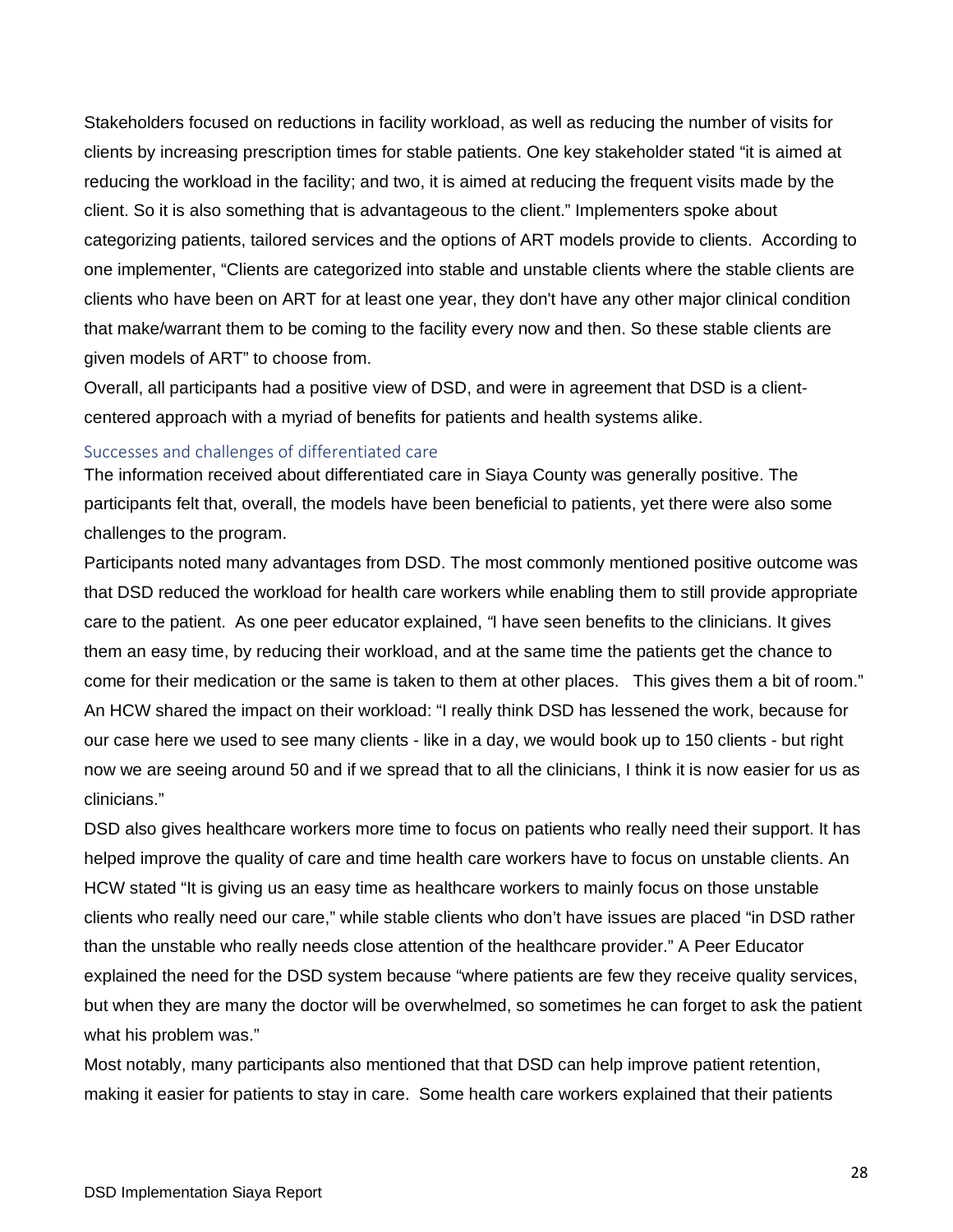Stakeholders focused on reductions in facility workload, as well as reducing the number of visits for clients by increasing prescription times for stable patients. One key stakeholder stated "it is aimed at reducing the workload in the facility; and two, it is aimed at reducing the frequent visits made by the client. So it is also something that is advantageous to the client." Implementers spoke about categorizing patients, tailored services and the options of ART models provide to clients. According to one implementer, "Clients are categorized into stable and unstable clients where the stable clients are clients who have been on ART for at least one year, they don't have any other major clinical condition that make/warrant them to be coming to the facility every now and then. So these stable clients are given models of ART" to choose from.

Overall, all participants had a positive view of DSD, and were in agreement that DSD is a client-centered approach with a myriad of benefits for patients and health systems alike.

### Successes and challenges of differentiated care

The information received about differentiated care in Siaya County was generally positive. The participants felt that, overall, the models have been beneficial to patients, yet there were also some challenges to the program.

Participants noted many advantages from DSD. The most commonly mentioned positive outcome was that DSD reduced the workload for health care workers while enabling them to still provide appropriate care to the patient. As one peer educator explained, "I have seen benefits to the clinicians. It gives them an easy time, by reducing their workload, and at the same time the patients get the chance to come for their medication or the same is taken to them at other places. This gives them a bit of room." An HCW shared the impact on their workload: "I really think DSD has lessened the work, because for our case here we used to see many clients - like in a day, we would book up to 150 clients - but right now we are seeing around 50 and if we spread that to all the clinicians, I think it is now easier for us as clinicians."

DSD also gives healthcare workers more time to focus on patients who really need their support. It has helped improve the quality of care and time health care workers have to focus on unstable clients. An HCW stated "It is giving us an easy time as healthcare workers to mainly focus on those unstable clients who really need our care," while stable clients who don't have issues are placed "in DSD rather than the unstable who really needs close attention of the healthcare provider." A Peer Educator explained the need for the DSD system because "where patients are few they receive quality services, but when they are many the doctor will be overwhelmed, so sometimes he can forget to ask the patient what his problem was."

Most notably, many participants also mentioned that that DSD can help improve patient retention, making it easier for patients to stay in care. Some health care workers explained that their patients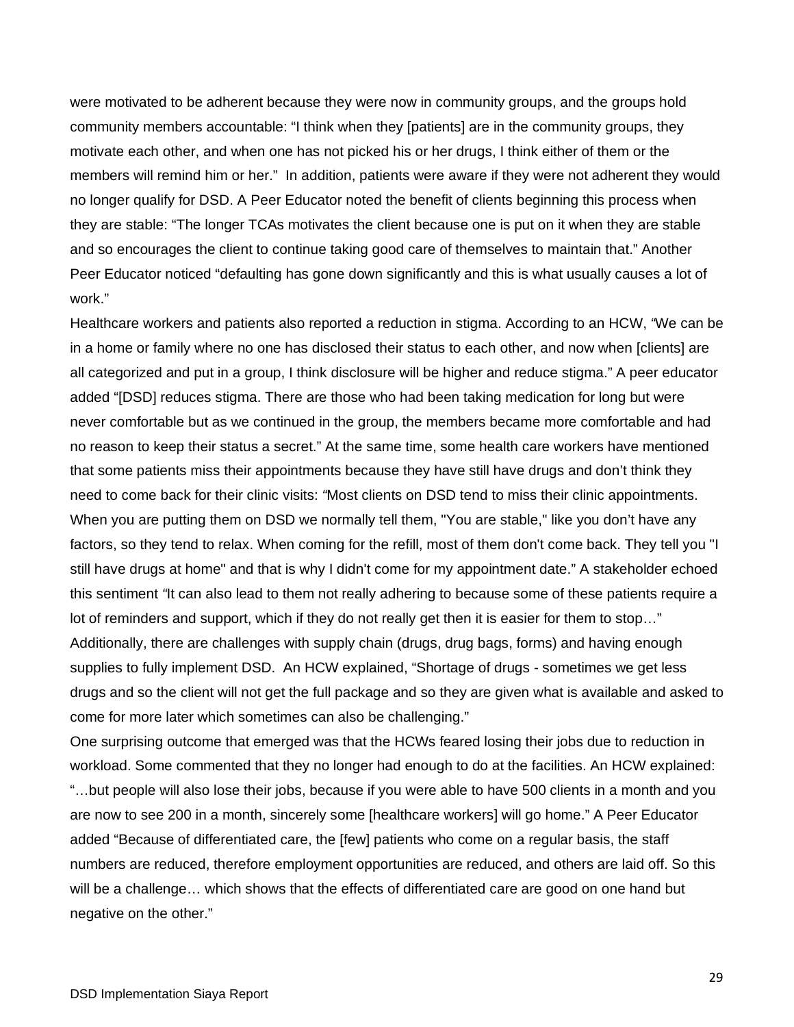were motivated to be adherent because they were now in community groups, and the groups hold community members accountable: "I think when they [patients] are in the community groups, they motivate each other, and when one has not picked his or her drugs, I think either of them or the members will remind him or her." In addition, patients were aware if they were not adherent they would no longer qualify for DSD. A Peer Educator noted the benefit of clients beginning this process when they are stable: "The longer TCAs motivates the client because one is put on it when they are stable and so encourages the client to continue taking good care of themselves to maintain that." Another Peer Educator noticed "defaulting has gone down significantly and this is what usually causes a lot of work."

Healthcare workers and patients also reported a reduction in stigma. According to an HCW, "We can be in a home or family where no one has disclosed their status to each other, and now when [clients] are all categorized and put in a group, I think disclosure will be higher and reduce stigma." A peer educator added "[DSD] reduces stigma. There are those who had been taking medication for long but were never comfortable but as we continued in the group, the members became more comfortable and had no reason to keep their status a secret." At the same time, some health care workers have mentioned that some patients miss their appointments because they have still have drugs and don't think they need to come back for their clinic visits: "Most clients on DSD tend to miss their clinic appointments. When you are putting them on DSD we normally tell them, "You are stable," like you don't have any factors, so they tend to relax. When coming for the refill, most of them don't come back. They tell you "I still have drugs at home" and that is why I didn't come for my appointment date." A stakeholder echoed this sentiment "It can also lead to them not really adhering to because some of these patients require a lot of reminders and support, which if they do not really get then it is easier for them to stop…" Additionally, there are challenges with supply chain (drugs, drug bags, forms) and having enough supplies to fully implement DSD. An HCW explained, "Shortage of drugs - sometimes we get less drugs and so the client will not get the full package and so they are given what is available and asked to come for more later which sometimes can also be challenging."

One surprising outcome that emerged was that the HCWs feared losing their jobs due to reduction in workload. Some commented that they no longer had enough to do at the facilities. An HCW explained: "…but people will also lose their jobs, because if you were able to have 500 clients in a month and you are now to see 200 in a month, sincerely some [healthcare workers] will go home." A Peer Educator added "Because of differentiated care, the [few] patients who come on a regular basis, the staff numbers are reduced, therefore employment opportunities are reduced, and others are laid off. So this will be a challenge… which shows that the effects of differentiated care are good on one hand but negative on the other."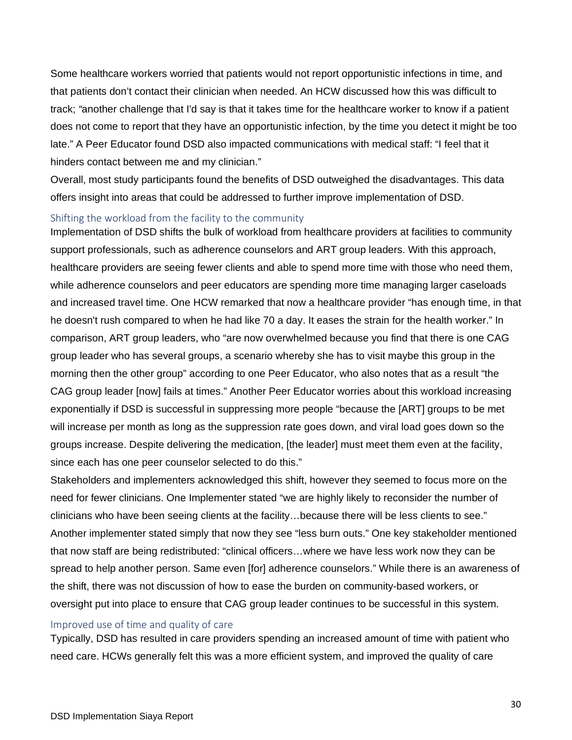Some healthcare workers worried that patients would not report opportunistic infections in time, and that patients don't contact their clinician when needed. An HCW discussed how this was difficult to track; "another challenge that I'd say is that it takes time for the healthcare worker to know if a patient does not come to report that they have an opportunistic infection, by the time you detect it might be too late." A Peer Educator found DSD also impacted communications with medical staff: "I feel that it hinders contact between me and my clinician."

Overall, most study participants found the benefits of DSD outweighed the disadvantages. This data offers insight into areas that could be addressed to further improve implementation of DSD.

### Shifting the workload from the facility to the community

Implementation of DSD shifts the bulk of workload from healthcare providers at facilities to community support professionals, such as adherence counselors and ART group leaders. With this approach, healthcare providers are seeing fewer clients and able to spend more time with those who need them, while adherence counselors and peer educators are spending more time managing larger caseloads and increased travel time. One HCW remarked that now a healthcare provider "has enough time, in that he doesn't rush compared to when he had like 70 a day. It eases the strain for the health worker." In comparison, ART group leaders, who "are now overwhelmed because you find that there is one CAG group leader who has several groups, a scenario whereby she has to visit maybe this group in the morning then the other group" according to one Peer Educator, who also notes that as a result "the CAG group leader [now] fails at times." Another Peer Educator worries about this workload increasing exponentially if DSD is successful in suppressing more people "because the [ART] groups to be met will increase per month as long as the suppression rate goes down, and viral load goes down so the groups increase. Despite delivering the medication, [the leader] must meet them even at the facility, since each has one peer counselor selected to do this."

Stakeholders and implementers acknowledged this shift, however they seemed to focus more on the need for fewer clinicians. One Implementer stated "we are highly likely to reconsider the number of clinicians who have been seeing clients at the facility…because there will be less clients to see." Another implementer stated simply that now they see "less burn outs." One key stakeholder mentioned that now staff are being redistributed: "clinical officers…where we have less work now they can be spread to help another person. Same even [for] adherence counselors." While there is an awareness of the shift, there was not discussion of how to ease the burden on community-based workers, or oversight put into place to ensure that CAG group leader continues to be successful in this system.

### Improved use of time and quality of care

Typically, DSD has resulted in care providers spending an increased amount of time with patient who need care. HCWs generally felt this was a more efficient system, and improved the quality of care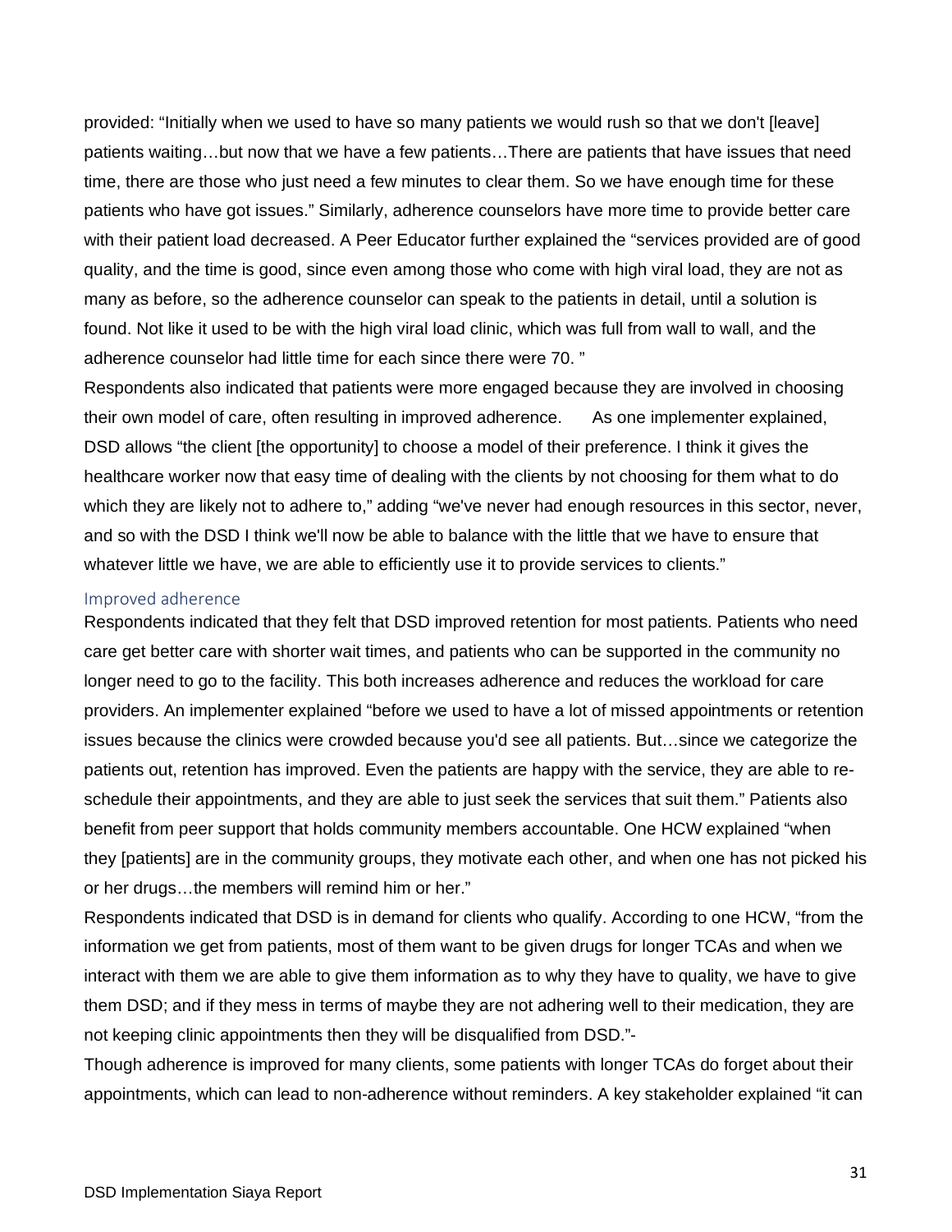provided: “Initially when we used to have so many patients we would rush so that we don't [leave] patients waiting…but now that we have a few patients…There are patients that have issues that need time, there are those who just need a few minutes to clear them. So we have enough time for these patients who have got issues.” Similarly, adherence counselors have more time to provide better care with their patient load decreased. A Peer Educator further explained the “services provided are of good quality, and the time is good, since even among those who come with high viral load, they are not as many as before, so the adherence counselor can speak to the patients in detail, until a solution is found. Not like it used to be with the high viral load clinic, which was full from wall to wall, and the adherence counselor had little time for each since there were 70. ”

Respondents also indicated that patients were more engaged because they are involved in choosing their own model of care, often resulting in improved adherence. As one implementer explained, DSD allows “the client [the opportunity] to choose a model of their preference. I think it gives the healthcare worker now that easy time of dealing with the clients by not choosing for them what to do which they are likely not to adhere to,” adding “we've never had enough resources in this sector, never, and so with the DSD I think we'll now be able to balance with the little that we have to ensure that whatever little we have, we are able to efficiently use it to provide services to clients.”

### Improved adherence

Respondents indicated that they felt that DSD improved retention for most patients. Patients who need care get better care with shorter wait times, and patients who can be supported in the community no longer need to go to the facility. This both increases adherence and reduces the workload for care providers. An implementer explained “before we used to have a lot of missed appointments or retention issues because the clinics were crowded because you'd see all patients. But…since we categorize the patients out, retention has improved. Even the patients are happy with the service, they are able to re-schedule their appointments, and they are able to just seek the services that suit them.” Patients also benefit from peer support that holds community members accountable. One HCW explained “when they [patients] are in the community groups, they motivate each other, and when one has not picked his or her drugs…the members will remind him or her.”

Respondents indicated that DSD is in demand for clients who qualify. According to one HCW, “from the information we get from patients, most of them want to be given drugs for longer TCAs and when we interact with them we are able to give them information as to why they have to quality, we have to give them DSD; and if they mess in terms of maybe they are not adhering well to their medication, they are not keeping clinic appointments then they will be disqualified from DSD.”-

Though adherence is improved for many clients, some patients with longer TCAs do forget about their appointments, which can lead to non-adherence without reminders. A key stakeholder explained “it can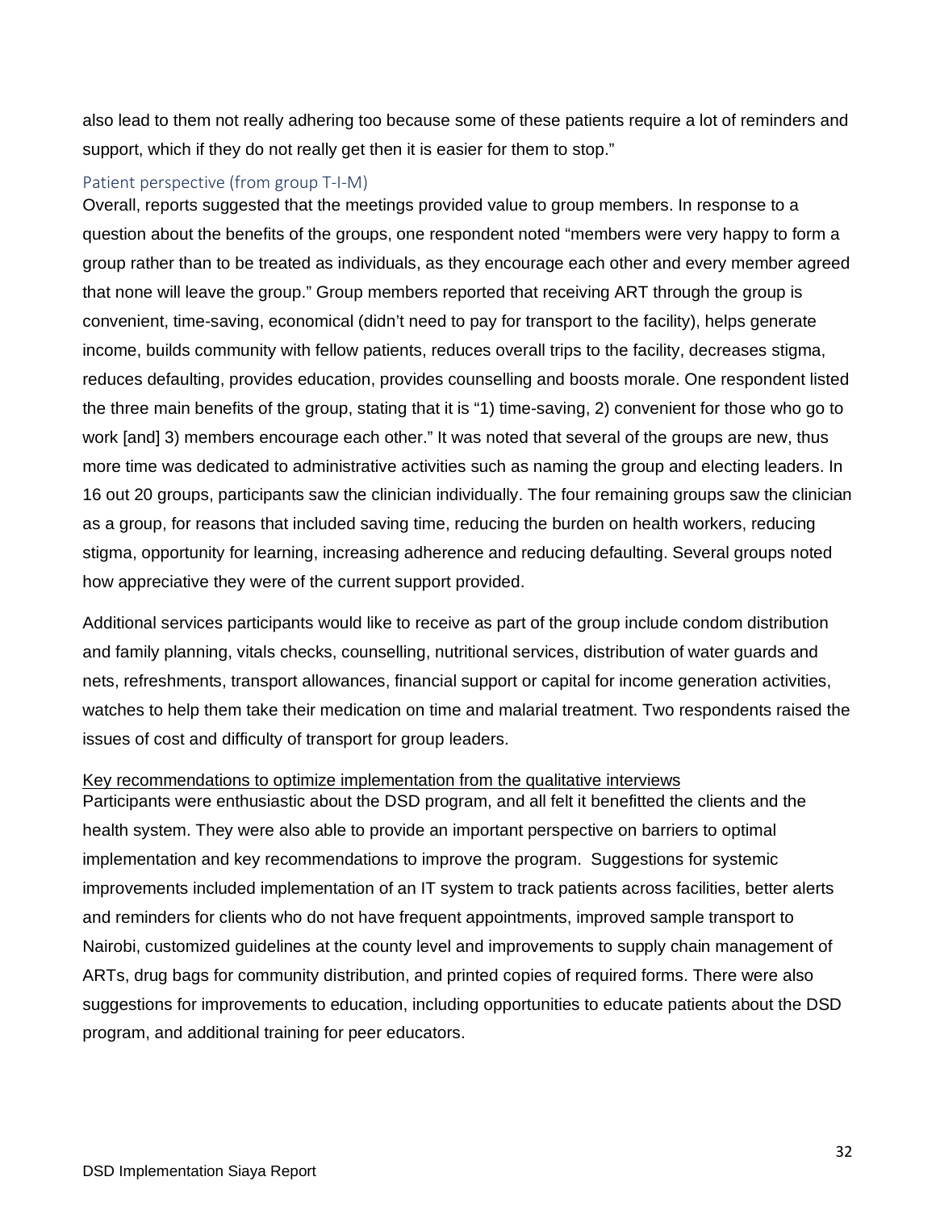also lead to them not really adhering too because some of these patients require a lot of reminders and support, which if they do not really get then it is easier for them to stop."

### Patient perspective (from group T-I-M)

Overall, reports suggested that the meetings provided value to group members. In response to a question about the benefits of the groups, one respondent noted "members were very happy to form a group rather than to be treated as individuals, as they encourage each other and every member agreed that none will leave the group." Group members reported that receiving ART through the group is convenient, time-saving, economical (didn't need to pay for transport to the facility), helps generate income, builds community with fellow patients, reduces overall trips to the facility, decreases stigma, reduces defaulting, provides education, provides counselling and boosts morale. One respondent listed the three main benefits of the group, stating that it is "1) time-saving, 2) convenient for those who go to work [and] 3) members encourage each other." It was noted that several of the groups are new, thus more time was dedicated to administrative activities such as naming the group and electing leaders. In 16 out 20 groups, participants saw the clinician individually. The four remaining groups saw the clinician as a group, for reasons that included saving time, reducing the burden on health workers, reducing stigma, opportunity for learning, increasing adherence and reducing defaulting. Several groups noted how appreciative they were of the current support provided.

Additional services participants would like to receive as part of the group include condom distribution and family planning, vitals checks, counselling, nutritional services, distribution of water guards and nets, refreshments, transport allowances, financial support or capital for income generation activities, watches to help them take their medication on time and malarial treatment. Two respondents raised the issues of cost and difficulty of transport for group leaders.

<u>Key recommendations to optimize implementation from the qualitative interviews</u>

Participants were enthusiastic about the DSD program, and all felt it benefitted the clients and the health system. They were also able to provide an important perspective on barriers to optimal implementation and key recommendations to improve the program. Suggestions for systemic improvements included implementation of an IT system to track patients across facilities, better alerts and reminders for clients who do not have frequent appointments, improved sample transport to Nairobi, customized guidelines at the county level and improvements to supply chain management of ARTs, drug bags for community distribution, and printed copies of required forms. There were also suggestions for improvements to education, including opportunities to educate patients about the DSD program, and additional training for peer educators.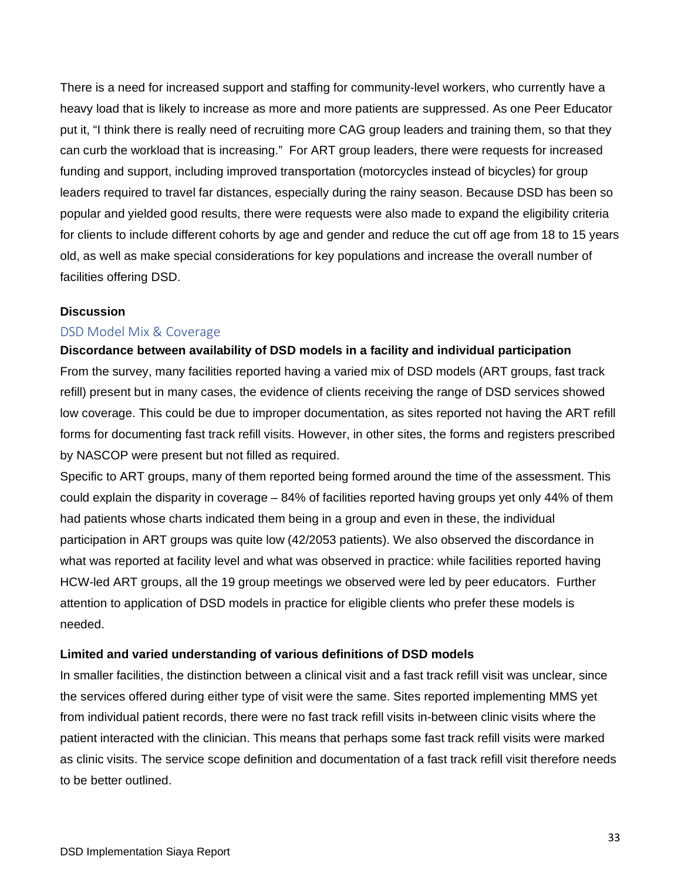There is a need for increased support and staffing for community-level workers, who currently have a heavy load that is likely to increase as more and more patients are suppressed. As one Peer Educator put it, "I think there is really need of recruiting more CAG group leaders and training them, so that they can curb the workload that is increasing." For ART group leaders, there were requests for increased funding and support, including improved transportation (motorcycles instead of bicycles) for group leaders required to travel far distances, especially during the rainy season. Because DSD has been so popular and yielded good results, there were requests were also made to expand the eligibility criteria for clients to include different cohorts by age and gender and reduce the cut off age from 18 to 15 years old, as well as make special considerations for key populations and increase the overall number of facilities offering DSD.

## Discussion

### DSD Model Mix & Coverage

**Discordance between availability of DSD models in a facility and individual participation**

From the survey, many facilities reported having a varied mix of DSD models (ART groups, fast track refill) present but in many cases, the evidence of clients receiving the range of DSD services showed low coverage. This could be due to improper documentation, as sites reported not having the ART refill forms for documenting fast track refill visits. However, in other sites, the forms and registers prescribed by NASCOP were present but not filled as required.

Specific to ART groups, many of them reported being formed around the time of the assessment. This could explain the disparity in coverage – 84% of facilities reported having groups yet only 44% of them had patients whose charts indicated them being in a group and even in these, the individual participation in ART groups was quite low (42/2053 patients). We also observed the discordance in what was reported at facility level and what was observed in practice: while facilities reported having HCW-led ART groups, all the 19 group meetings we observed were led by peer educators. Further attention to application of DSD models in practice for eligible clients who prefer these models is needed.

**Limited and varied understanding of various definitions of DSD models**

In smaller facilities, the distinction between a clinical visit and a fast track refill visit was unclear, since the services offered during either type of visit were the same. Sites reported implementing MMS yet from individual patient records, there were no fast track refill visits in-between clinic visits where the patient interacted with the clinician. This means that perhaps some fast track refill visits were marked as clinic visits. The service scope definition and documentation of a fast track refill visit therefore needs to be better outlined.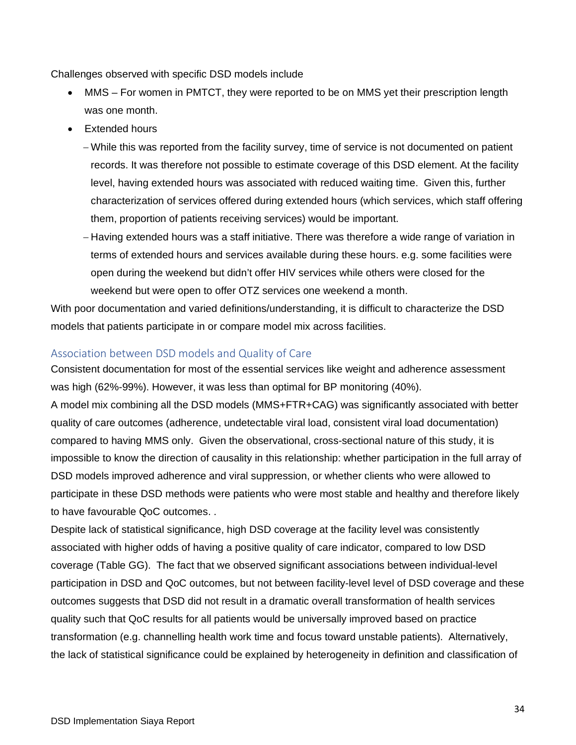Challenges observed with specific DSD models include

- MMS – For women in PMTCT, they were reported to be on MMS yet their prescription length was one month.
- Extended hours
  - While this was reported from the facility survey, time of service is not documented on patient records. It was therefore not possible to estimate coverage of this DSD element. At the facility level, having extended hours was associated with reduced waiting time. Given this, further characterization of services offered during extended hours (which services, which staff offering them, proportion of patients receiving services) would be important.
  - Having extended hours was a staff initiative. There was therefore a wide range of variation in terms of extended hours and services available during these hours. e.g. some facilities were open during the weekend but didn't offer HIV services while others were closed for the weekend but were open to offer OTZ services one weekend a month.

With poor documentation and varied definitions/understanding, it is difficult to characterize the DSD models that patients participate in or compare model mix across facilities.

### Association between DSD models and Quality of Care

Consistent documentation for most of the essential services like weight and adherence assessment was high (62%-99%). However, it was less than optimal for BP monitoring (40%).

A model mix combining all the DSD models (MMS+FTR+CAG) was significantly associated with better quality of care outcomes (adherence, undetectable viral load, consistent viral load documentation) compared to having MMS only. Given the observational, cross-sectional nature of this study, it is impossible to know the direction of causality in this relationship: whether participation in the full array of DSD models improved adherence and viral suppression, or whether clients who were allowed to participate in these DSD methods were patients who were most stable and healthy and therefore likely to have favourable QoC outcomes. .

Despite lack of statistical significance, high DSD coverage at the facility level was consistently associated with higher odds of having a positive quality of care indicator, compared to low DSD coverage (Table GG). The fact that we observed significant associations between individual-level participation in DSD and QoC outcomes, but not between facility-level level of DSD coverage and these outcomes suggests that DSD did not result in a dramatic overall transformation of health services quality such that QoC results for all patients would be universally improved based on practice transformation (e.g. channelling health work time and focus toward unstable patients). Alternatively, the lack of statistical significance could be explained by heterogeneity in definition and classification of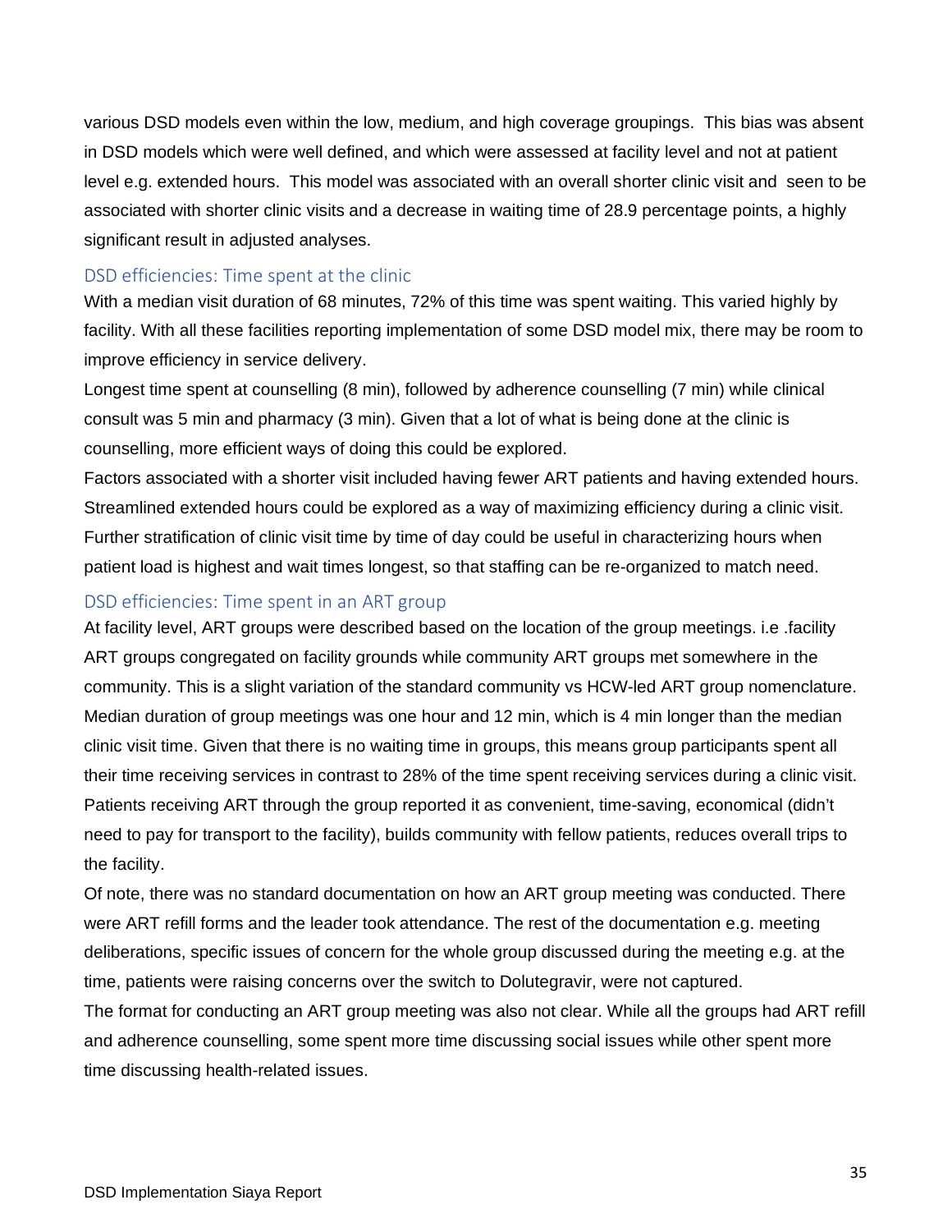various DSD models even within the low, medium, and high coverage groupings. This bias was absent in DSD models which were well defined, and which were assessed at facility level and not at patient level e.g. extended hours. This model was associated with an overall shorter clinic visit and seen to be associated with shorter clinic visits and a decrease in waiting time of 28.9 percentage points, a highly significant result in adjusted analyses.

## DSD efficiencies: Time spent at the clinic

With a median visit duration of 68 minutes, 72% of this time was spent waiting. This varied highly by facility. With all these facilities reporting implementation of some DSD model mix, there may be room to improve efficiency in service delivery.

Longest time spent at counselling (8 min), followed by adherence counselling (7 min) while clinical consult was 5 min and pharmacy (3 min). Given that a lot of what is being done at the clinic is counselling, more efficient ways of doing this could be explored.

Factors associated with a shorter visit included having fewer ART patients and having extended hours. Streamlined extended hours could be explored as a way of maximizing efficiency during a clinic visit. Further stratification of clinic visit time by time of day could be useful in characterizing hours when patient load is highest and wait times longest, so that staffing can be re-organized to match need.

## DSD efficiencies: Time spent in an ART group

At facility level, ART groups were described based on the location of the group meetings. i.e .facility ART groups congregated on facility grounds while community ART groups met somewhere in the community. This is a slight variation of the standard community vs HCW-led ART group nomenclature. Median duration of group meetings was one hour and 12 min, which is 4 min longer than the median clinic visit time. Given that there is no waiting time in groups, this means group participants spent all their time receiving services in contrast to 28% of the time spent receiving services during a clinic visit. Patients receiving ART through the group reported it as convenient, time-saving, economical (didn't need to pay for transport to the facility), builds community with fellow patients, reduces overall trips to the facility.

Of note, there was no standard documentation on how an ART group meeting was conducted. There were ART refill forms and the leader took attendance. The rest of the documentation e.g. meeting deliberations, specific issues of concern for the whole group discussed during the meeting e.g. at the time, patients were raising concerns over the switch to Dolutegravir, were not captured.

The format for conducting an ART group meeting was also not clear. While all the groups had ART refill and adherence counselling, some spent more time discussing social issues while other spent more time discussing health-related issues.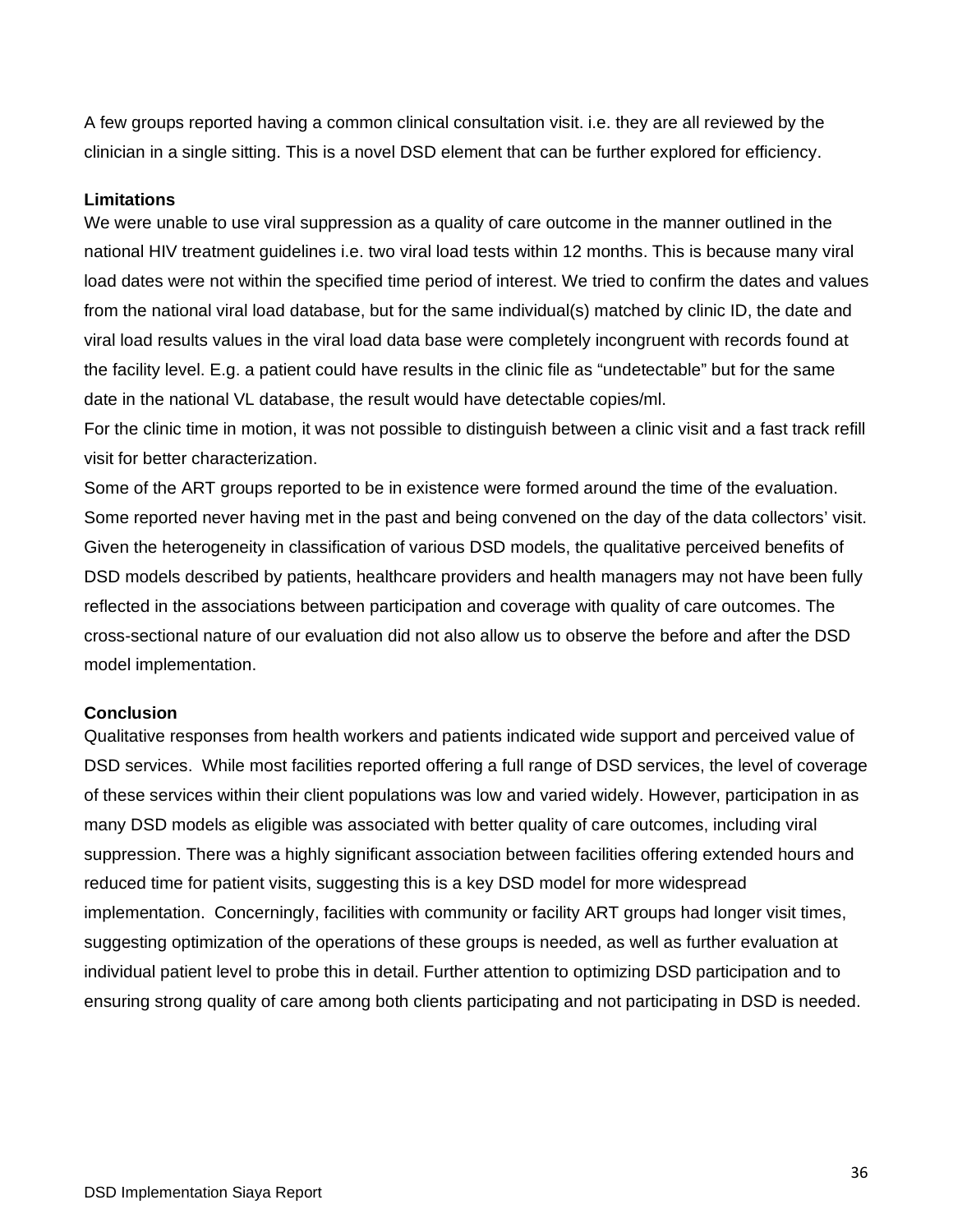A few groups reported having a common clinical consultation visit. i.e. they are all reviewed by the clinician in a single sitting. This is a novel DSD element that can be further explored for efficiency.

**Limitations**

We were unable to use viral suppression as a quality of care outcome in the manner outlined in the national HIV treatment guidelines i.e. two viral load tests within 12 months. This is because many viral load dates were not within the specified time period of interest. We tried to confirm the dates and values from the national viral load database, but for the same individual(s) matched by clinic ID, the date and viral load results values in the viral load data base were completely incongruent with records found at the facility level. E.g. a patient could have results in the clinic file as "undetectable" but for the same date in the national VL database, the result would have detectable copies/ml.

For the clinic time in motion, it was not possible to distinguish between a clinic visit and a fast track refill visit for better characterization.

Some of the ART groups reported to be in existence were formed around the time of the evaluation. Some reported never having met in the past and being convened on the day of the data collectors' visit. Given the heterogeneity in classification of various DSD models, the qualitative perceived benefits of DSD models described by patients, healthcare providers and health managers may not have been fully reflected in the associations between participation and coverage with quality of care outcomes. The cross-sectional nature of our evaluation did not also allow us to observe the before and after the DSD model implementation.

**Conclusion**

Qualitative responses from health workers and patients indicated wide support and perceived value of DSD services. While most facilities reported offering a full range of DSD services, the level of coverage of these services within their client populations was low and varied widely. However, participation in as many DSD models as eligible was associated with better quality of care outcomes, including viral suppression. There was a highly significant association between facilities offering extended hours and reduced time for patient visits, suggesting this is a key DSD model for more widespread implementation. Concerningly, facilities with community or facility ART groups had longer visit times, suggesting optimization of the operations of these groups is needed, as well as further evaluation at individual patient level to probe this in detail. Further attention to optimizing DSD participation and to ensuring strong quality of care among both clients participating and not participating in DSD is needed.